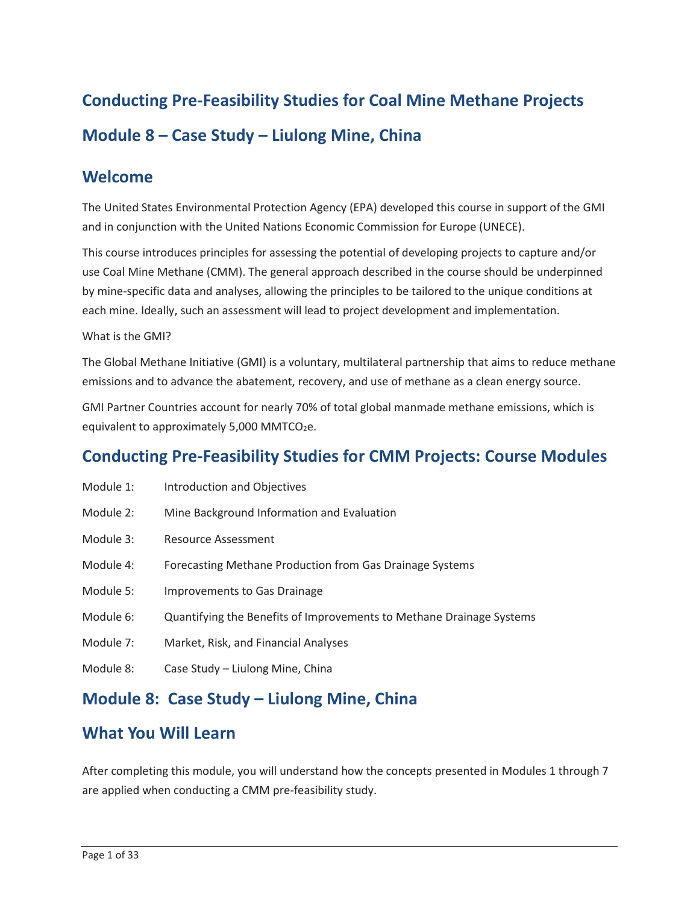# Conducting Pre-Feasibility Studies for Coal Mine Methane Projects

# Module 8 – Case Study – Liulong Mine, China

## Welcome

The United States Environmental Protection Agency (EPA) developed this course in support of the GMI and in conjunction with the United Nations Economic Commission for Europe (UNECE).

This course introduces principles for assessing the potential of developing projects to capture and/or use Coal Mine Methane (CMM). The general approach described in the course should be underpinned by mine-specific data and analyses, allowing the principles to be tailored to the unique conditions at each mine. Ideally, such an assessment will lead to project development and implementation.

What is the GMI?

The Global Methane Initiative (GMI) is a voluntary, multilateral partnership that aims to reduce methane emissions and to advance the abatement, recovery, and use of methane as a clean energy source.

GMI Partner Countries account for nearly 70% of total global manmade methane emissions, which is equivalent to approximately 5,000 $MMTCO_2e$.

## Conducting Pre-Feasibility Studies for CMM Projects: Course Modules

| | |
|---|---|
| Module 1: | Introduction and Objectives |
| Module 2: | Mine Background Information and Evaluation |
| Module 3: | Resource Assessment |
| Module 4: | Forecasting Methane Production from Gas Drainage Systems |
| Module 5: | Improvements to Gas Drainage |
| Module 6: | Quantifying the Benefits of Improvements to Methane Drainage Systems |
| Module 7: | Market, Risk, and Financial Analyses |
| Module 8: | Case Study – Liulong Mine, China |

## Module 8: Case Study – Liulong Mine, China

## What You Will Learn

After completing this module, you will understand how the concepts presented in Modules 1 through 7 are applied when conducting a CMM pre-feasibility study.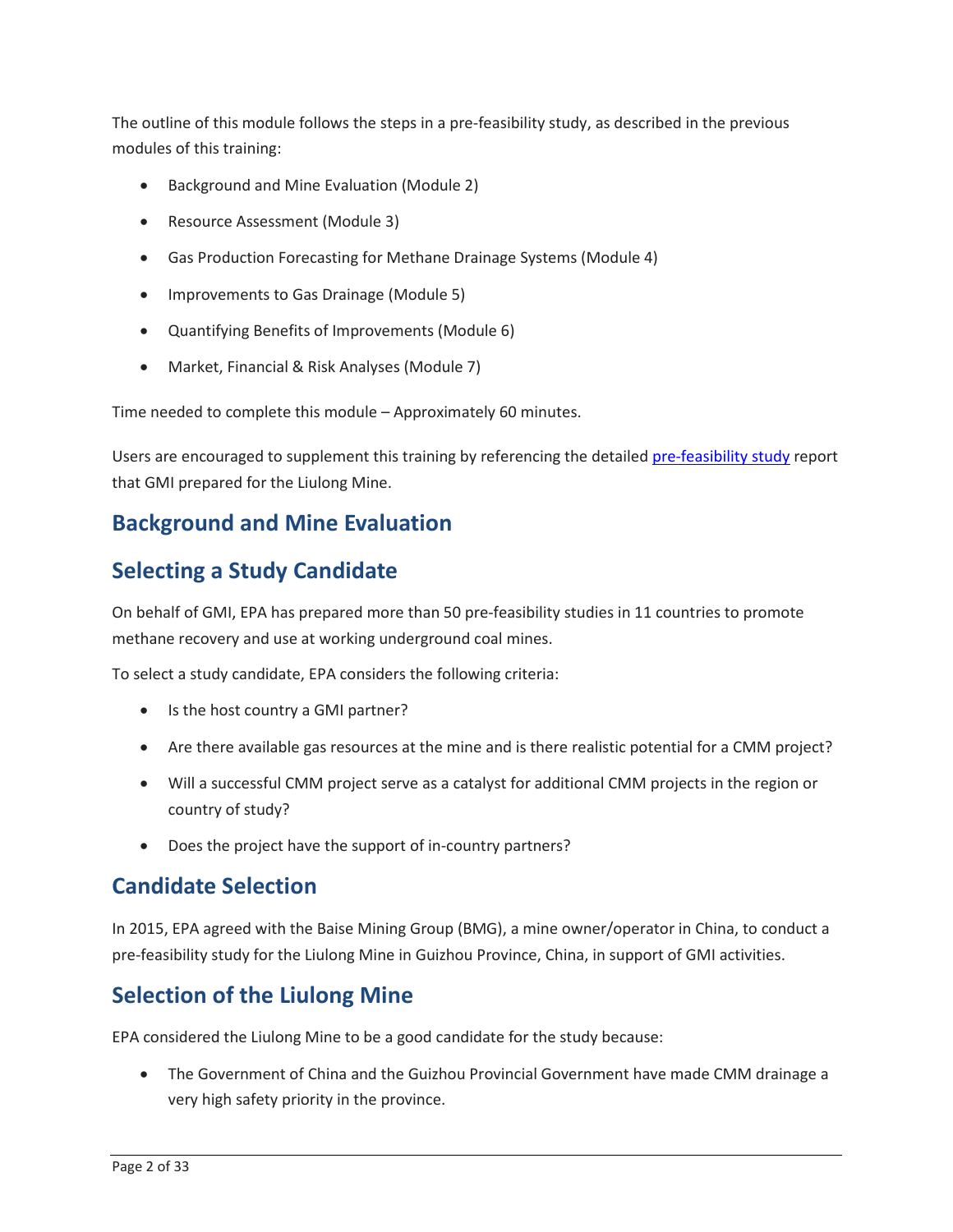The outline of this module follows the steps in a pre-feasibility study, as described in the previous modules of this training:

- Background and Mine Evaluation (Module 2)
- Resource Assessment (Module 3)
- Gas Production Forecasting for Methane Drainage Systems (Module 4)
- Improvements to Gas Drainage (Module 5)
- Quantifying Benefits of Improvements (Module 6)
- Market, Financial & Risk Analyses (Module 7)

Time needed to complete this module – Approximately 60 minutes.

Users are encouraged to supplement this training by referencing the detailed [pre-feasibility study] report that GMI prepared for the Liulong Mine.

## Background and Mine Evaluation

## Selecting a Study Candidate

On behalf of GMI, EPA has prepared more than 50 pre-feasibility studies in 11 countries to promote methane recovery and use at working underground coal mines.

To select a study candidate, EPA considers the following criteria:

- Is the host country a GMI partner?
- Are there available gas resources at the mine and is there realistic potential for a CMM project?
- Will a successful CMM project serve as a catalyst for additional CMM projects in the region or country of study?
- Does the project have the support of in-country partners?

## Candidate Selection

In 2015, EPA agreed with the Baise Mining Group (BMG), a mine owner/operator in China, to conduct a pre-feasibility study for the Liulong Mine in Guizhou Province, China, in support of GMI activities.

## Selection of the Liulong Mine

EPA considered the Liulong Mine to be a good candidate for the study because:

- The Government of China and the Guizhou Provincial Government have made CMM drainage a very high safety priority in the province.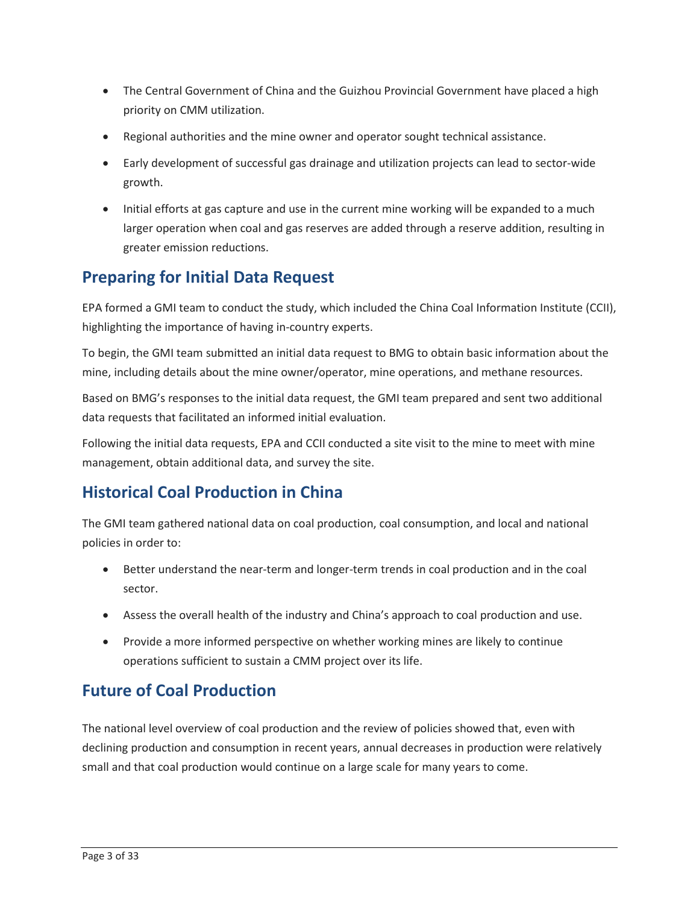- The Central Government of China and the Guizhou Provincial Government have placed a high priority on CMM utilization.
- Regional authorities and the mine owner and operator sought technical assistance.
- Early development of successful gas drainage and utilization projects can lead to sector-wide growth.
- Initial efforts at gas capture and use in the current mine working will be expanded to a much larger operation when coal and gas reserves are added through a reserve addition, resulting in greater emission reductions.

## Preparing for Initial Data Request

EPA formed a GMI team to conduct the study, which included the China Coal Information Institute (CCII), highlighting the importance of having in-country experts.

To begin, the GMI team submitted an initial data request to BMG to obtain basic information about the mine, including details about the mine owner/operator, mine operations, and methane resources.

Based on BMG's responses to the initial data request, the GMI team prepared and sent two additional data requests that facilitated an informed initial evaluation.

Following the initial data requests, EPA and CCII conducted a site visit to the mine to meet with mine management, obtain additional data, and survey the site.

## Historical Coal Production in China

The GMI team gathered national data on coal production, coal consumption, and local and national policies in order to:

- Better understand the near-term and longer-term trends in coal production and in the coal sector.
- Assess the overall health of the industry and China's approach to coal production and use.
- Provide a more informed perspective on whether working mines are likely to continue operations sufficient to sustain a CMM project over its life.

## Future of Coal Production

The national level overview of coal production and the review of policies showed that, even with declining production and consumption in recent years, annual decreases in production were relatively small and that coal production would continue on a large scale for many years to come.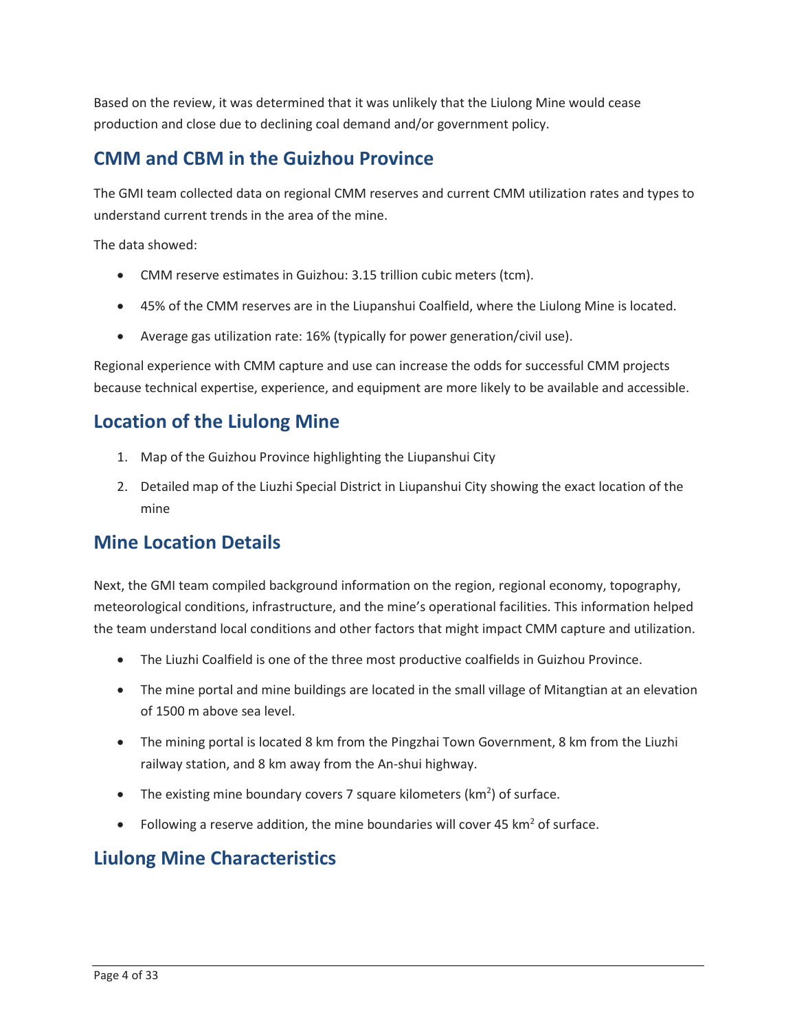Based on the review, it was determined that it was unlikely that the Liulong Mine would cease production and close due to declining coal demand and/or government policy.

## CMM and CBM in the Guizhou Province

The GMI team collected data on regional CMM reserves and current CMM utilization rates and types to understand current trends in the area of the mine.

The data showed:

- CMM reserve estimates in Guizhou: 3.15 trillion cubic meters (tcm).
- 45% of the CMM reserves are in the Liupanshui Coalfield, where the Liulong Mine is located.
- Average gas utilization rate: 16% (typically for power generation/civil use).

Regional experience with CMM capture and use can increase the odds for successful CMM projects because technical expertise, experience, and equipment are more likely to be available and accessible.

## Location of the Liulong Mine

1. Map of the Guizhou Province highlighting the Liupanshui City
2. Detailed map of the Liuzhi Special District in Liupanshui City showing the exact location of the mine

## Mine Location Details

Next, the GMI team compiled background information on the region, regional economy, topography, meteorological conditions, infrastructure, and the mine's operational facilities. This information helped the team understand local conditions and other factors that might impact CMM capture and utilization.

- The Liuzhi Coalfield is one of the three most productive coalfields in Guizhou Province.
- The mine portal and mine buildings are located in the small village of Mitangtian at an elevation of 1500 m above sea level.
- The mining portal is located 8 km from the Pingzhai Town Government, 8 km from the Liuzhi railway station, and 8 km away from the An-shui highway.
- The existing mine boundary covers 7 square kilometers ($km^2$) of surface.
- Following a reserve addition, the mine boundaries will cover 45 $km^2$ of surface.

## Liulong Mine Characteristics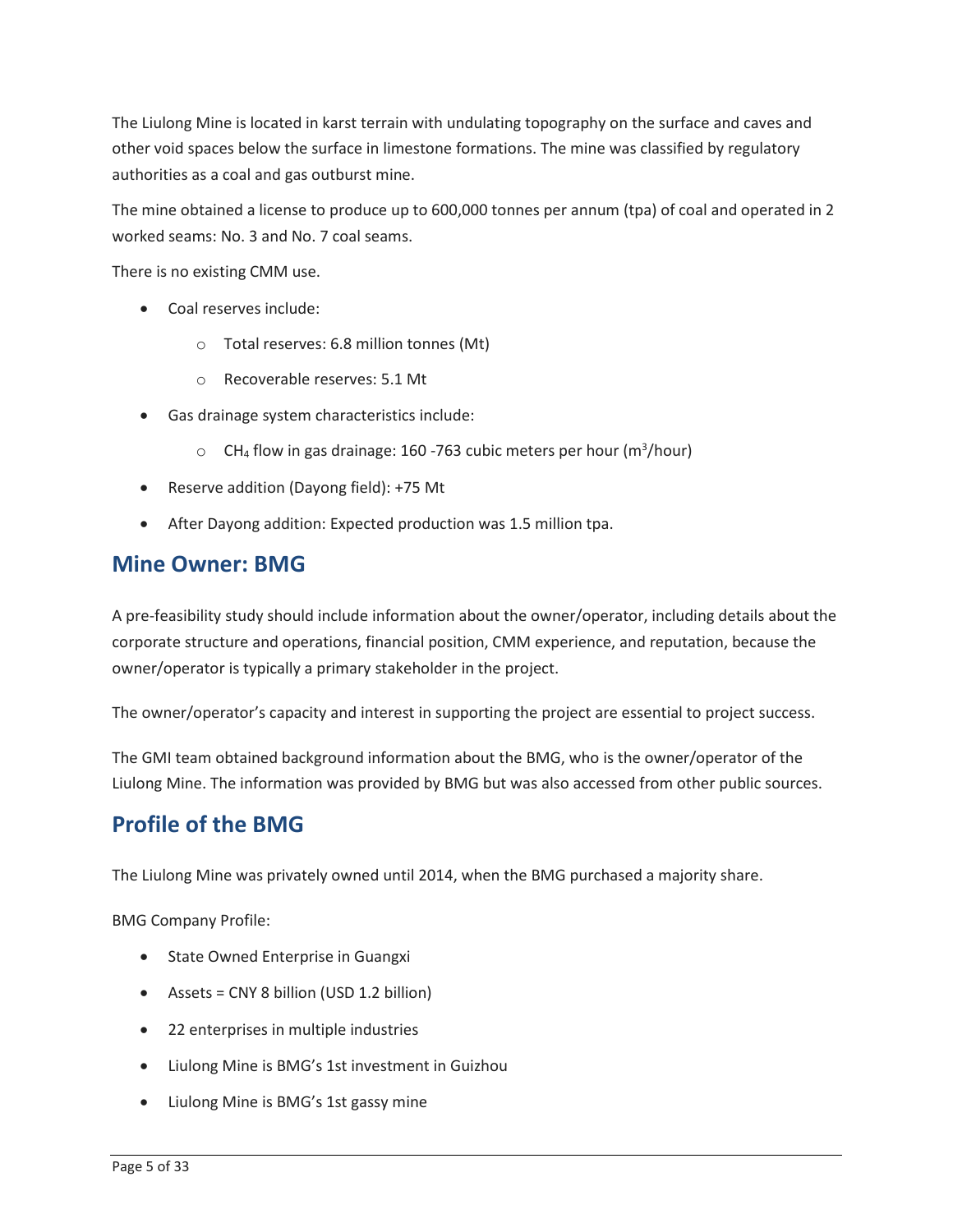The Liulong Mine is located in karst terrain with undulating topography on the surface and caves and other void spaces below the surface in limestone formations. The mine was classified by regulatory authorities as a coal and gas outburst mine.

The mine obtained a license to produce up to 600,000 tonnes per annum (tpa) of coal and operated in 2 worked seams: No. 3 and No. 7 coal seams.

There is no existing CMM use.

- Coal reserves include:
  - Total reserves: 6.8 million tonnes (Mt)
  - Recoverable reserves: 5.1 Mt
- Gas drainage system characteristics include:
  - $CH_4$ flow in gas drainage: 160 -763 cubic meters per hour ($m^3$/hour)
- Reserve addition (Dayong field): +75 Mt
- After Dayong addition: Expected production was 1.5 million tpa.

## Mine Owner: BMG

A pre-feasibility study should include information about the owner/operator, including details about the corporate structure and operations, financial position, CMM experience, and reputation, because the owner/operator is typically a primary stakeholder in the project.

The owner/operator's capacity and interest in supporting the project are essential to project success.

The GMI team obtained background information about the BMG, who is the owner/operator of the Liulong Mine. The information was provided by BMG but was also accessed from other public sources.

## Profile of the BMG

The Liulong Mine was privately owned until 2014, when the BMG purchased a majority share.

BMG Company Profile:

- State Owned Enterprise in Guangxi
- Assets = CNY 8 billion (USD 1.2 billion)
- 22 enterprises in multiple industries
- Liulong Mine is BMG's 1st investment in Guizhou
- Liulong Mine is BMG's 1st gassy mine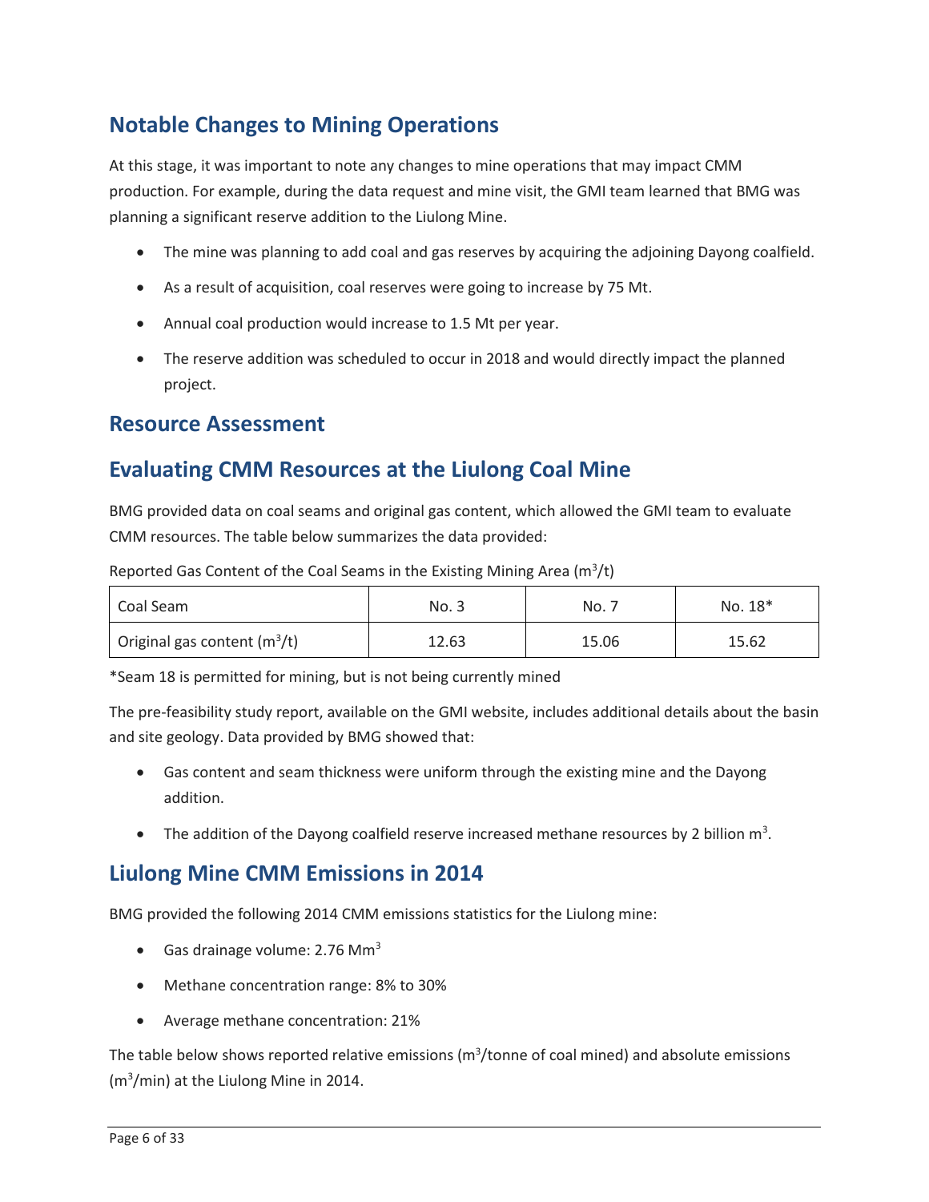## Notable Changes to Mining Operations

At this stage, it was important to note any changes to mine operations that may impact CMM production. For example, during the data request and mine visit, the GMI team learned that BMG was planning a significant reserve addition to the Liulong Mine.

- The mine was planning to add coal and gas reserves by acquiring the adjoining Dayong coalfield.
- As a result of acquisition, coal reserves were going to increase by 75 Mt.
- Annual coal production would increase to 1.5 Mt per year.
- The reserve addition was scheduled to occur in 2018 and would directly impact the planned project.

## Resource Assessment

## Evaluating CMM Resources at the Liulong Coal Mine

BMG provided data on coal seams and original gas content, which allowed the GMI team to evaluate CMM resources. The table below summarizes the data provided:

Reported Gas Content of the Coal Seams in the Existing Mining Area ($m^3$/t)

| Coal Seam | No. 3 | No. 7 | No. 18* |
|---|---|---|---|
| Original gas content ($m^3$/t) | 12.63 | 15.06 | 15.62 |

*Seam 18 is permitted for mining, but is not being currently mined

The pre-feasibility study report, available on the GMI website, includes additional details about the basin and site geology. Data provided by BMG showed that:

- Gas content and seam thickness were uniform through the existing mine and the Dayong addition.
- The addition of the Dayong coalfield reserve increased methane resources by 2 billion $m^3$.

## Liulong Mine CMM Emissions in 2014

BMG provided the following 2014 CMM emissions statistics for the Liulong mine:

- Gas drainage volume: 2.76 $Mm^3$
- Methane concentration range: 8% to 30%
- Average methane concentration: 21%

The table below shows reported relative emissions ($m^3$/tonne of coal mined) and absolute emissions ($m^3$/min) at the Liulong Mine in 2014.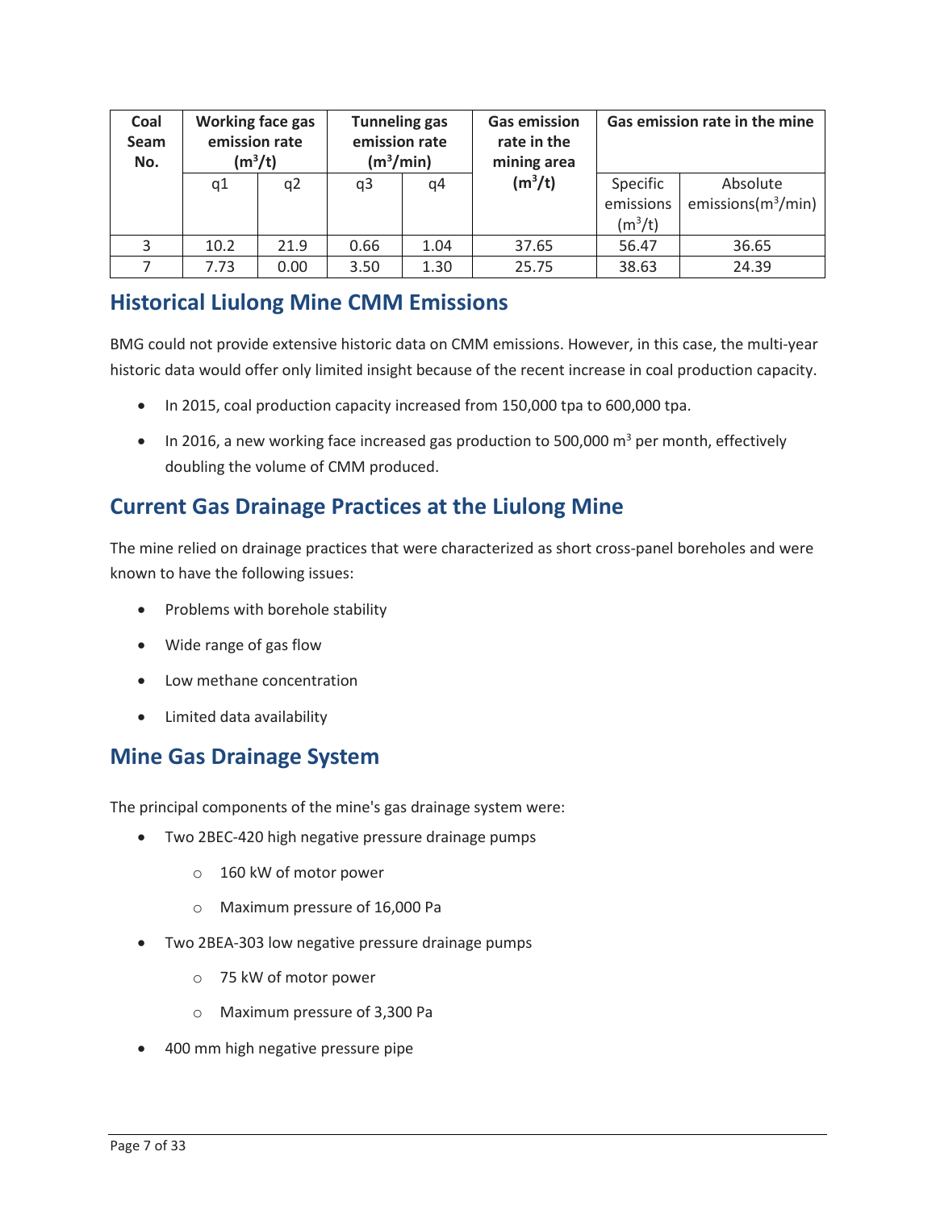| Coal Seam No. | Working face gas emission rate ($m^3/t$) | | Tunneling gas emission rate ($m^3/min$) | | Gas emission rate in the mining area ($m^3/t$) | Gas emission rate in the mine | |
|---|---|---|---|---|---|---|---|
| | q1 | q2 | q3 | q4 | | Specific emissions ($m^3/t$) | Absolute emissions($m^3/min$) |
| 3 | 10.2 | 21.9 | 0.66 | 1.04 | 37.65 | 56.47 | 36.65 |
| 7 | 7.73 | 0.00 | 3.50 | 1.30 | 25.75 | 38.63 | 24.39 |

## Historical Liulong Mine CMM Emissions

BMG could not provide extensive historic data on CMM emissions. However, in this case, the multi-year historic data would offer only limited insight because of the recent increase in coal production capacity.

- In 2015, coal production capacity increased from 150,000 tpa to 600,000 tpa.
- In 2016, a new working face increased gas production to 500,000 $m^3$ per month, effectively doubling the volume of CMM produced.

## Current Gas Drainage Practices at the Liulong Mine

The mine relied on drainage practices that were characterized as short cross-panel boreholes and were known to have the following issues:

- Problems with borehole stability
- Wide range of gas flow
- Low methane concentration
- Limited data availability

## Mine Gas Drainage System

The principal components of the mine's gas drainage system were:

- Two 2BEC-420 high negative pressure drainage pumps
  - 160 kW of motor power
  - Maximum pressure of 16,000 Pa
- Two 2BEA-303 low negative pressure drainage pumps
  - 75 kW of motor power
  - Maximum pressure of 3,300 Pa
- 400 mm high negative pressure pipe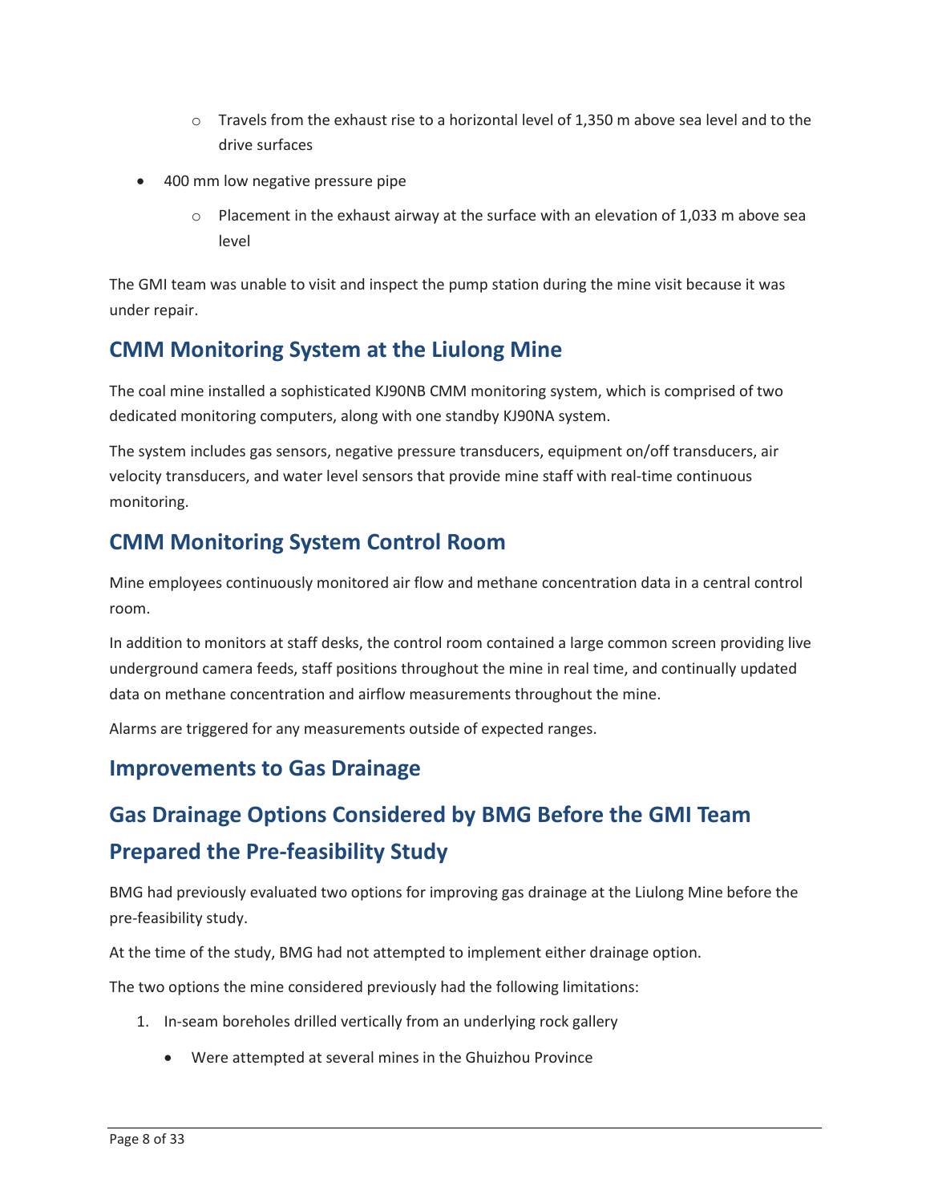- Travels from the exhaust rise to a horizontal level of 1,350 m above sea level and to the drive surfaces
- 400 mm low negative pressure pipe
    - Placement in the exhaust airway at the surface with an elevation of 1,033 m above sea level

The GMI team was unable to visit and inspect the pump station during the mine visit because it was under repair.

## CMM Monitoring System at the Liulong Mine

The coal mine installed a sophisticated KJ90NB CMM monitoring system, which is comprised of two dedicated monitoring computers, along with one standby KJ90NA system.

The system includes gas sensors, negative pressure transducers, equipment on/off transducers, air velocity transducers, and water level sensors that provide mine staff with real-time continuous monitoring.

## CMM Monitoring System Control Room

Mine employees continuously monitored air flow and methane concentration data in a central control room.

In addition to monitors at staff desks, the control room contained a large common screen providing live underground camera feeds, staff positions throughout the mine in real time, and continually updated data on methane concentration and airflow measurements throughout the mine.

Alarms are triggered for any measurements outside of expected ranges.

## Improvements to Gas Drainage

## Gas Drainage Options Considered by BMG Before the GMI Team Prepared the Pre-feasibility Study

BMG had previously evaluated two options for improving gas drainage at the Liulong Mine before the pre-feasibility study.

At the time of the study, BMG had not attempted to implement either drainage option.

The two options the mine considered previously had the following limitations:

1. In-seam boreholes drilled vertically from an underlying rock gallery
    - Were attempted at several mines in the Ghuizhou Province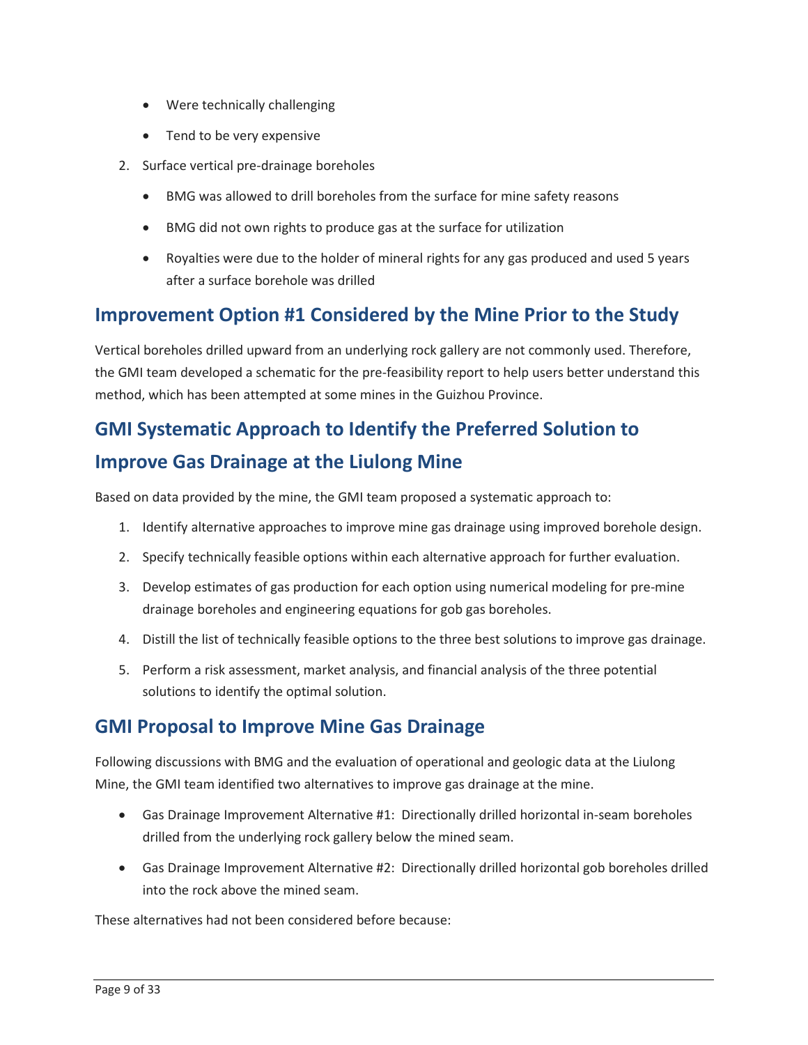- Were technically challenging
- Tend to be very expensive

2. Surface vertical pre-drainage boreholes
   - BMG was allowed to drill boreholes from the surface for mine safety reasons
   - BMG did not own rights to produce gas at the surface for utilization
   - Royalties were due to the holder of mineral rights for any gas produced and used 5 years after a surface borehole was drilled

## Improvement Option #1 Considered by the Mine Prior to the Study

Vertical boreholes drilled upward from an underlying rock gallery are not commonly used. Therefore, the GMI team developed a schematic for the pre-feasibility report to help users better understand this method, which has been attempted at some mines in the Guizhou Province.

## GMI Systematic Approach to Identify the Preferred Solution to Improve Gas Drainage at the Liulong Mine

Based on data provided by the mine, the GMI team proposed a systematic approach to:

1. Identify alternative approaches to improve mine gas drainage using improved borehole design.
2. Specify technically feasible options within each alternative approach for further evaluation.
3. Develop estimates of gas production for each option using numerical modeling for pre-mine drainage boreholes and engineering equations for gob gas boreholes.
4. Distill the list of technically feasible options to the three best solutions to improve gas drainage.
5. Perform a risk assessment, market analysis, and financial analysis of the three potential solutions to identify the optimal solution.

## GMI Proposal to Improve Mine Gas Drainage

Following discussions with BMG and the evaluation of operational and geologic data at the Liulong Mine, the GMI team identified two alternatives to improve gas drainage at the mine.

- Gas Drainage Improvement Alternative #1: Directionally drilled horizontal in-seam boreholes drilled from the underlying rock gallery below the mined seam.
- Gas Drainage Improvement Alternative #2: Directionally drilled horizontal gob boreholes drilled into the rock above the mined seam.

These alternatives had not been considered before because: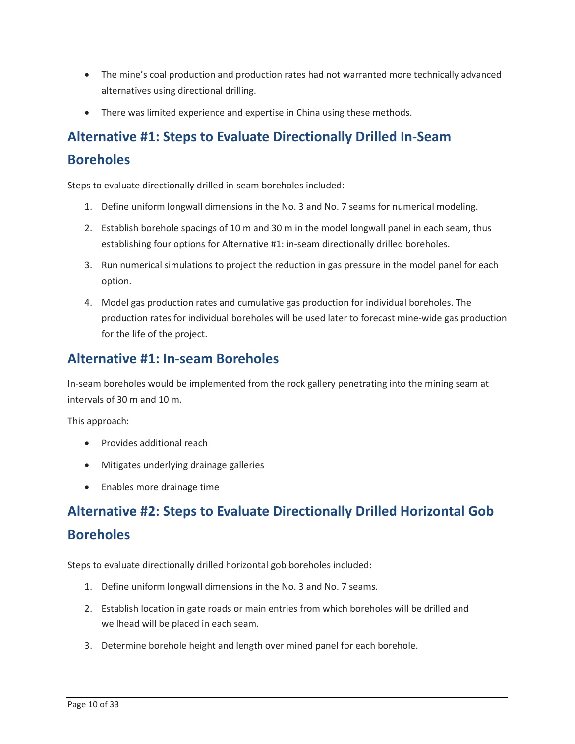- The mine's coal production and production rates had not warranted more technically advanced alternatives using directional drilling.
- There was limited experience and expertise in China using these methods.

## Alternative #1: Steps to Evaluate Directionally Drilled In-Seam Boreholes

Steps to evaluate directionally drilled in-seam boreholes included:

1. Define uniform longwall dimensions in the No. 3 and No. 7 seams for numerical modeling.
2. Establish borehole spacings of 10 m and 30 m in the model longwall panel in each seam, thus establishing four options for Alternative #1: in-seam directionally drilled boreholes.
3. Run numerical simulations to project the reduction in gas pressure in the model panel for each option.
4. Model gas production rates and cumulative gas production for individual boreholes. The production rates for individual boreholes will be used later to forecast mine-wide gas production for the life of the project.

## Alternative #1: In-seam Boreholes

In-seam boreholes would be implemented from the rock gallery penetrating into the mining seam at intervals of 30 m and 10 m.

This approach:

- Provides additional reach
- Mitigates underlying drainage galleries
- Enables more drainage time

## Alternative #2: Steps to Evaluate Directionally Drilled Horizontal Gob Boreholes

Steps to evaluate directionally drilled horizontal gob boreholes included:

1. Define uniform longwall dimensions in the No. 3 and No. 7 seams.
2. Establish location in gate roads or main entries from which boreholes will be drilled and wellhead will be placed in each seam.
3. Determine borehole height and length over mined panel for each borehole.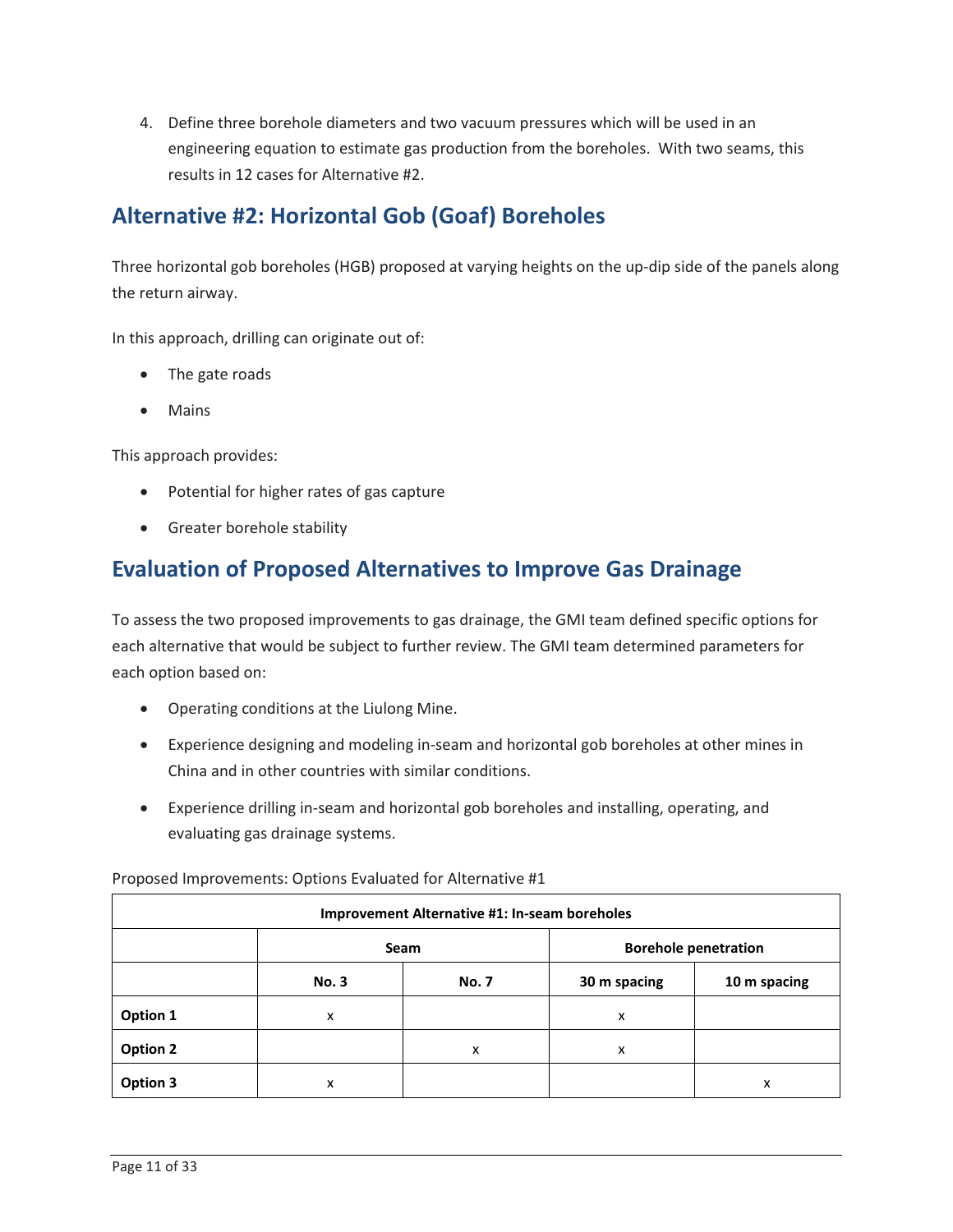4. Define three borehole diameters and two vacuum pressures which will be used in an engineering equation to estimate gas production from the boreholes. With two seams, this results in 12 cases for Alternative #2.

## Alternative #2: Horizontal Gob (Goaf) Boreholes

Three horizontal gob boreholes (HGB) proposed at varying heights on the up-dip side of the panels along the return airway.

In this approach, drilling can originate out of:

- The gate roads
- Mains

This approach provides:

- Potential for higher rates of gas capture
- Greater borehole stability

## Evaluation of Proposed Alternatives to Improve Gas Drainage

To assess the two proposed improvements to gas drainage, the GMI team defined specific options for each alternative that would be subject to further review. The GMI team determined parameters for each option based on:

- Operating conditions at the Liulong Mine.
- Experience designing and modeling in-seam and horizontal gob boreholes at other mines in China and in other countries with similar conditions.
- Experience drilling in-seam and horizontal gob boreholes and installing, operating, and evaluating gas drainage systems.

Proposed Improvements: Options Evaluated for Alternative #1

| Improvement Alternative #1: In-seam boreholes | | | | |
|---|---|---|---|---|
| | Seam | | Borehole penetration | |
| | No. 3 | No. 7 | 30 m spacing | 10 m spacing |
| **Option 1** | x | | x | |
| **Option 2** | | x | x | |
| **Option 3** | x | | | x |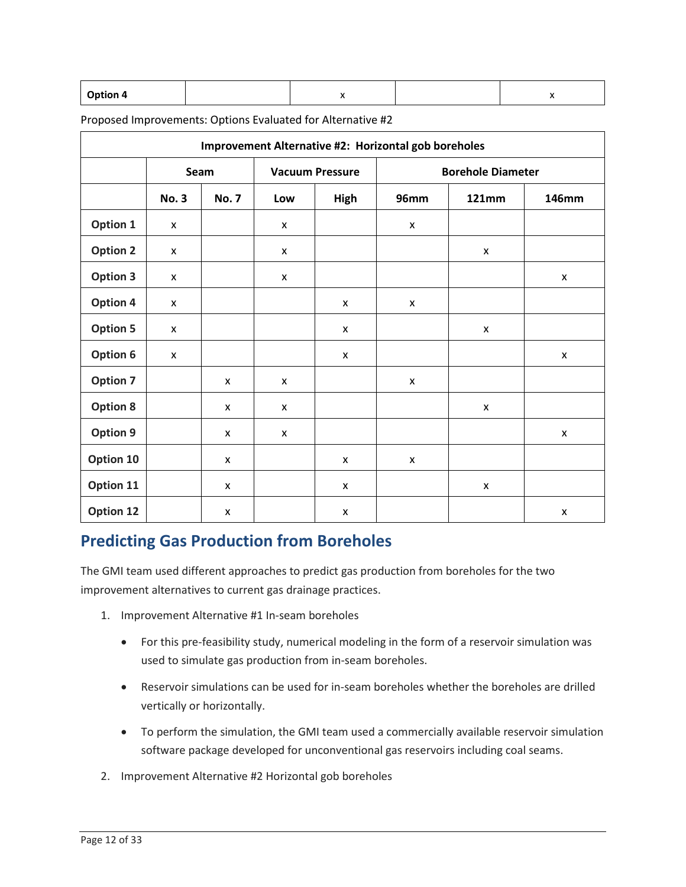| | | | | |
|---|---|---|---|---|
| **Option 4** | | x | | x |

Proposed Improvements: Options Evaluated for Alternative #2

| **Improvement Alternative #2: Horizontal gob boreholes** | | | | | | | |
|---|---|---|---|---|---|---|---|
| | **Seam** | | **Vacuum Pressure** | | **Borehole Diameter** | | |
| | **No. 3** | **No. 7** | **Low** | **High** | **96mm** | **121mm** | **146mm** |
| **Option 1** | x | | x | | x | | |
| **Option 2** | x | | x | | | x | |
| **Option 3** | x | | x | | | | x |
| **Option 4** | x | | | x | x | | |
| **Option 5** | x | | | x | | x | |
| **Option 6** | x | | | x | | | x |
| **Option 7** | | x | x | | x | | |
| **Option 8** | | x | x | | | x | |
| **Option 9** | | x | x | | | | x |
| **Option 10** | | x | | x | x | | |
| **Option 11** | | x | | x | | x | |
| **Option 12** | | x | | x | | | x |

## Predicting Gas Production from Boreholes

The GMI team used different approaches to predict gas production from boreholes for the two improvement alternatives to current gas drainage practices.

1. Improvement Alternative #1 In-seam boreholes
   - For this pre-feasibility study, numerical modeling in the form of a reservoir simulation was used to simulate gas production from in-seam boreholes.
   - Reservoir simulations can be used for in-seam boreholes whether the boreholes are drilled vertically or horizontally.
   - To perform the simulation, the GMI team used a commercially available reservoir simulation software package developed for unconventional gas reservoirs including coal seams.
2. Improvement Alternative #2 Horizontal gob boreholes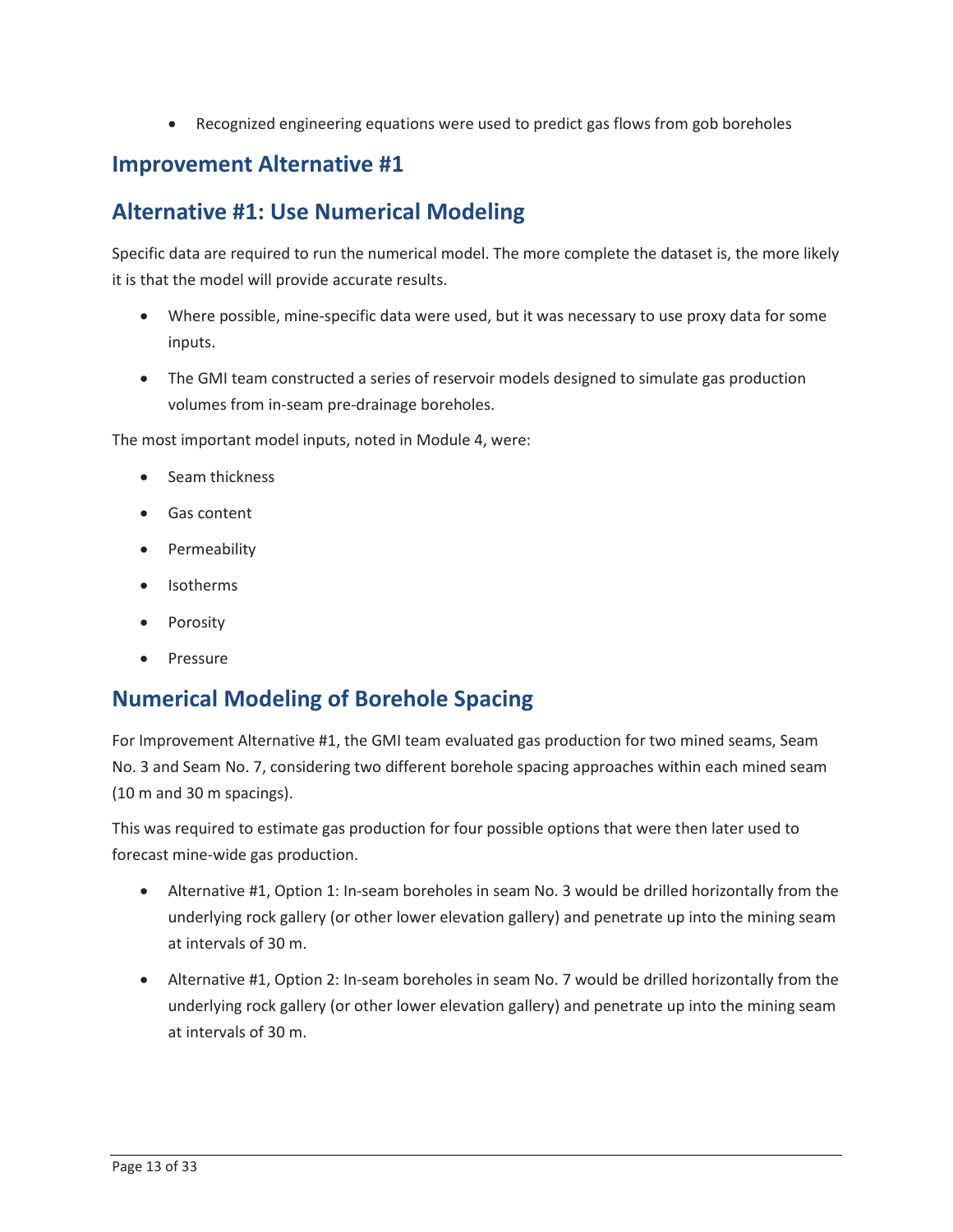- Recognized engineering equations were used to predict gas flows from gob boreholes

## Improvement Alternative #1

## Alternative #1: Use Numerical Modeling

Specific data are required to run the numerical model. The more complete the dataset is, the more likely it is that the model will provide accurate results.

- Where possible, mine-specific data were used, but it was necessary to use proxy data for some inputs.
- The GMI team constructed a series of reservoir models designed to simulate gas production volumes from in-seam pre-drainage boreholes.

The most important model inputs, noted in Module 4, were:

- Seam thickness
- Gas content
- Permeability
- Isotherms
- Porosity
- Pressure

## Numerical Modeling of Borehole Spacing

For Improvement Alternative #1, the GMI team evaluated gas production for two mined seams, Seam No. 3 and Seam No. 7, considering two different borehole spacing approaches within each mined seam (10 m and 30 m spacings).

This was required to estimate gas production for four possible options that were then later used to forecast mine-wide gas production.

- Alternative #1, Option 1: In-seam boreholes in seam No. 3 would be drilled horizontally from the underlying rock gallery (or other lower elevation gallery) and penetrate up into the mining seam at intervals of 30 m.
- Alternative #1, Option 2: In-seam boreholes in seam No. 7 would be drilled horizontally from the underlying rock gallery (or other lower elevation gallery) and penetrate up into the mining seam at intervals of 30 m.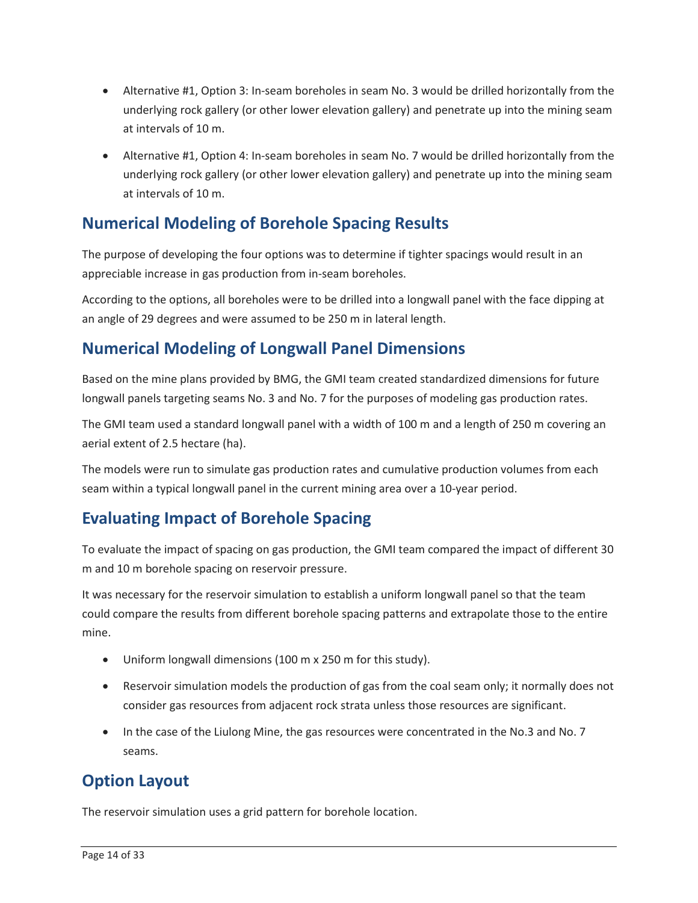- Alternative #1, Option 3: In-seam boreholes in seam No. 3 would be drilled horizontally from the underlying rock gallery (or other lower elevation gallery) and penetrate up into the mining seam at intervals of 10 m.
- Alternative #1, Option 4: In-seam boreholes in seam No. 7 would be drilled horizontally from the underlying rock gallery (or other lower elevation gallery) and penetrate up into the mining seam at intervals of 10 m.

## Numerical Modeling of Borehole Spacing Results

The purpose of developing the four options was to determine if tighter spacings would result in an appreciable increase in gas production from in-seam boreholes.

According to the options, all boreholes were to be drilled into a longwall panel with the face dipping at an angle of 29 degrees and were assumed to be 250 m in lateral length.

## Numerical Modeling of Longwall Panel Dimensions

Based on the mine plans provided by BMG, the GMI team created standardized dimensions for future longwall panels targeting seams No. 3 and No. 7 for the purposes of modeling gas production rates.

The GMI team used a standard longwall panel with a width of 100 m and a length of 250 m covering an aerial extent of 2.5 hectare (ha).

The models were run to simulate gas production rates and cumulative production volumes from each seam within a typical longwall panel in the current mining area over a 10-year period.

## Evaluating Impact of Borehole Spacing

To evaluate the impact of spacing on gas production, the GMI team compared the impact of different 30 m and 10 m borehole spacing on reservoir pressure.

It was necessary for the reservoir simulation to establish a uniform longwall panel so that the team could compare the results from different borehole spacing patterns and extrapolate those to the entire mine.

- Uniform longwall dimensions (100 m x 250 m for this study).
- Reservoir simulation models the production of gas from the coal seam only; it normally does not consider gas resources from adjacent rock strata unless those resources are significant.
- In the case of the Liulong Mine, the gas resources were concentrated in the No.3 and No. 7 seams.

## Option Layout

The reservoir simulation uses a grid pattern for borehole location.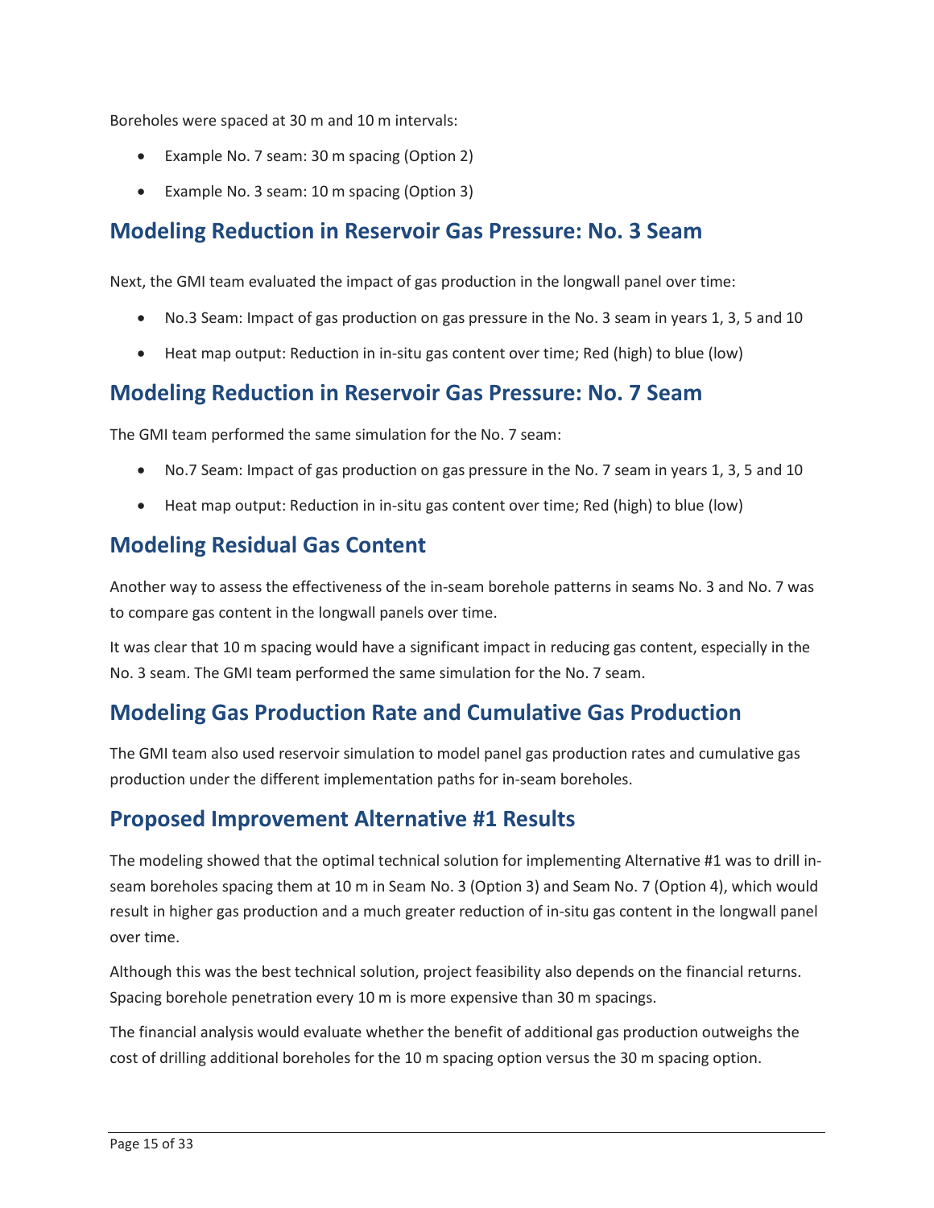Boreholes were spaced at 30 m and 10 m intervals:

- Example No. 7 seam: 30 m spacing (Option 2)
- Example No. 3 seam: 10 m spacing (Option 3)

## Modeling Reduction in Reservoir Gas Pressure: No. 3 Seam

Next, the GMI team evaluated the impact of gas production in the longwall panel over time:

- No.3 Seam: Impact of gas production on gas pressure in the No. 3 seam in years 1, 3, 5 and 10
- Heat map output: Reduction in in-situ gas content over time; Red (high) to blue (low)

## Modeling Reduction in Reservoir Gas Pressure: No. 7 Seam

The GMI team performed the same simulation for the No. 7 seam:

- No.7 Seam: Impact of gas production on gas pressure in the No. 7 seam in years 1, 3, 5 and 10
- Heat map output: Reduction in in-situ gas content over time; Red (high) to blue (low)

## Modeling Residual Gas Content

Another way to assess the effectiveness of the in-seam borehole patterns in seams No. 3 and No. 7 was to compare gas content in the longwall panels over time.

It was clear that 10 m spacing would have a significant impact in reducing gas content, especially in the No. 3 seam. The GMI team performed the same simulation for the No. 7 seam.

## Modeling Gas Production Rate and Cumulative Gas Production

The GMI team also used reservoir simulation to model panel gas production rates and cumulative gas production under the different implementation paths for in-seam boreholes.

## Proposed Improvement Alternative #1 Results

The modeling showed that the optimal technical solution for implementing Alternative #1 was to drill in-seam boreholes spacing them at 10 m in Seam No. 3 (Option 3) and Seam No. 7 (Option 4), which would result in higher gas production and a much greater reduction of in-situ gas content in the longwall panel over time.

Although this was the best technical solution, project feasibility also depends on the financial returns. Spacing borehole penetration every 10 m is more expensive than 30 m spacings.

The financial analysis would evaluate whether the benefit of additional gas production outweighs the cost of drilling additional boreholes for the 10 m spacing option versus the 30 m spacing option.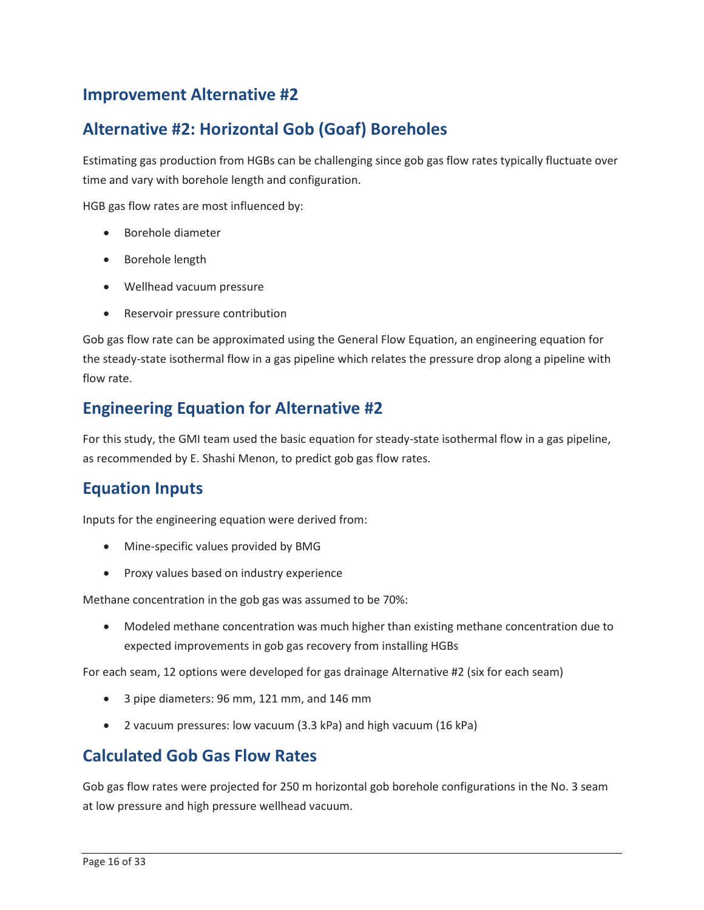## Improvement Alternative #2

## Alternative #2: Horizontal Gob (Goaf) Boreholes

Estimating gas production from HGBs can be challenging since gob gas flow rates typically fluctuate over time and vary with borehole length and configuration.

HGB gas flow rates are most influenced by:

- Borehole diameter
- Borehole length
- Wellhead vacuum pressure
- Reservoir pressure contribution

Gob gas flow rate can be approximated using the General Flow Equation, an engineering equation for the steady-state isothermal flow in a gas pipeline which relates the pressure drop along a pipeline with flow rate.

## Engineering Equation for Alternative #2

For this study, the GMI team used the basic equation for steady-state isothermal flow in a gas pipeline, as recommended by E. Shashi Menon, to predict gob gas flow rates.

## Equation Inputs

Inputs for the engineering equation were derived from:

- Mine-specific values provided by BMG
- Proxy values based on industry experience

Methane concentration in the gob gas was assumed to be 70%:

- Modeled methane concentration was much higher than existing methane concentration due to expected improvements in gob gas recovery from installing HGBs

For each seam, 12 options were developed for gas drainage Alternative #2 (six for each seam)

- 3 pipe diameters: 96 mm, 121 mm, and 146 mm
- 2 vacuum pressures: low vacuum (3.3 kPa) and high vacuum (16 kPa)

## Calculated Gob Gas Flow Rates

Gob gas flow rates were projected for 250 m horizontal gob borehole configurations in the No. 3 seam at low pressure and high pressure wellhead vacuum.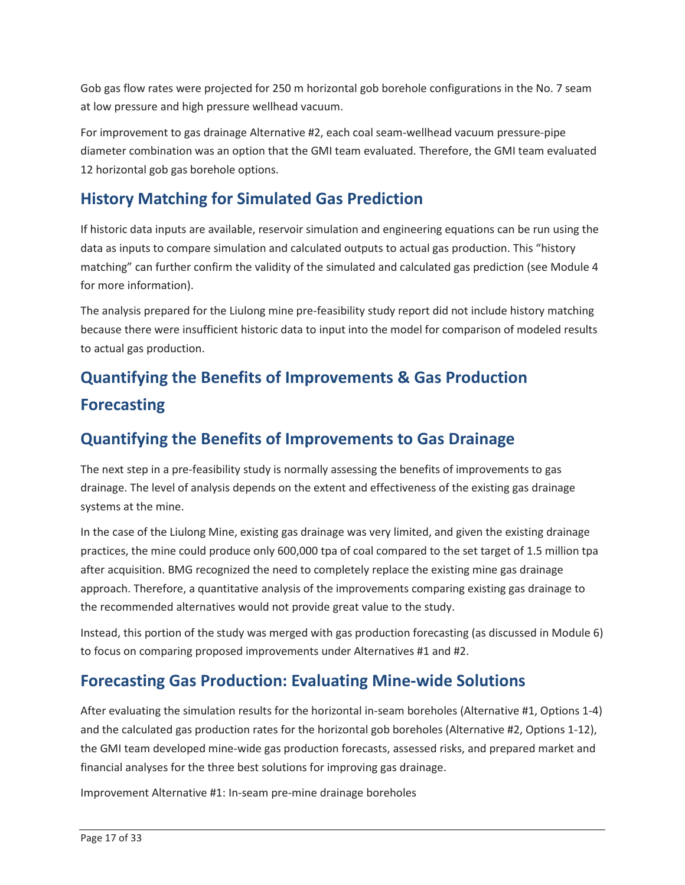Gob gas flow rates were projected for 250 m horizontal gob borehole configurations in the No. 7 seam at low pressure and high pressure wellhead vacuum.

For improvement to gas drainage Alternative #2, each coal seam-wellhead vacuum pressure-pipe diameter combination was an option that the GMI team evaluated. Therefore, the GMI team evaluated 12 horizontal gob gas borehole options.

## History Matching for Simulated Gas Prediction

If historic data inputs are available, reservoir simulation and engineering equations can be run using the data as inputs to compare simulation and calculated outputs to actual gas production. This "history matching" can further confirm the validity of the simulated and calculated gas prediction (see Module 4 for more information).

The analysis prepared for the Liulong mine pre-feasibility study report did not include history matching because there were insufficient historic data to input into the model for comparison of modeled results to actual gas production.

## Quantifying the Benefits of Improvements & Gas Production Forecasting

## Quantifying the Benefits of Improvements to Gas Drainage

The next step in a pre-feasibility study is normally assessing the benefits of improvements to gas drainage. The level of analysis depends on the extent and effectiveness of the existing gas drainage systems at the mine.

In the case of the Liulong Mine, existing gas drainage was very limited, and given the existing drainage practices, the mine could produce only 600,000 tpa of coal compared to the set target of 1.5 million tpa after acquisition. BMG recognized the need to completely replace the existing mine gas drainage approach. Therefore, a quantitative analysis of the improvements comparing existing gas drainage to the recommended alternatives would not provide great value to the study.

Instead, this portion of the study was merged with gas production forecasting (as discussed in Module 6) to focus on comparing proposed improvements under Alternatives #1 and #2.

## Forecasting Gas Production: Evaluating Mine-wide Solutions

After evaluating the simulation results for the horizontal in-seam boreholes (Alternative #1, Options 1-4) and the calculated gas production rates for the horizontal gob boreholes (Alternative #2, Options 1-12), the GMI team developed mine-wide gas production forecasts, assessed risks, and prepared market and financial analyses for the three best solutions for improving gas drainage.

Improvement Alternative #1: In-seam pre-mine drainage boreholes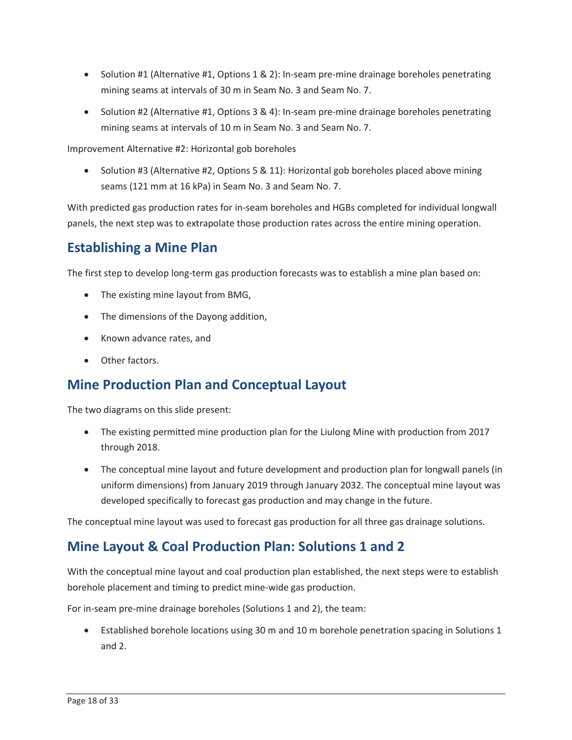- Solution #1 (Alternative #1, Options 1 & 2): In-seam pre-mine drainage boreholes penetrating mining seams at intervals of 30 m in Seam No. 3 and Seam No. 7.
- Solution #2 (Alternative #1, Options 3 & 4): In-seam pre-mine drainage boreholes penetrating mining seams at intervals of 10 m in Seam No. 3 and Seam No. 7.

Improvement Alternative #2: Horizontal gob boreholes

- Solution #3 (Alternative #2, Options 5 & 11): Horizontal gob boreholes placed above mining seams (121 mm at 16 kPa) in Seam No. 3 and Seam No. 7.

With predicted gas production rates for in-seam boreholes and HGBs completed for individual longwall panels, the next step was to extrapolate those production rates across the entire mining operation.

## Establishing a Mine Plan

The first step to develop long-term gas production forecasts was to establish a mine plan based on:

- The existing mine layout from BMG,
- The dimensions of the Dayong addition,
- Known advance rates, and
- Other factors.

## Mine Production Plan and Conceptual Layout

The two diagrams on this slide present:

- The existing permitted mine production plan for the Liulong Mine with production from 2017 through 2018.
- The conceptual mine layout and future development and production plan for longwall panels (in uniform dimensions) from January 2019 through January 2032. The conceptual mine layout was developed specifically to forecast gas production and may change in the future.

The conceptual mine layout was used to forecast gas production for all three gas drainage solutions.

## Mine Layout & Coal Production Plan: Solutions 1 and 2

With the conceptual mine layout and coal production plan established, the next steps were to establish borehole placement and timing to predict mine-wide gas production.

For in-seam pre-mine drainage boreholes (Solutions 1 and 2), the team:

- Established borehole locations using 30 m and 10 m borehole penetration spacing in Solutions 1 and 2.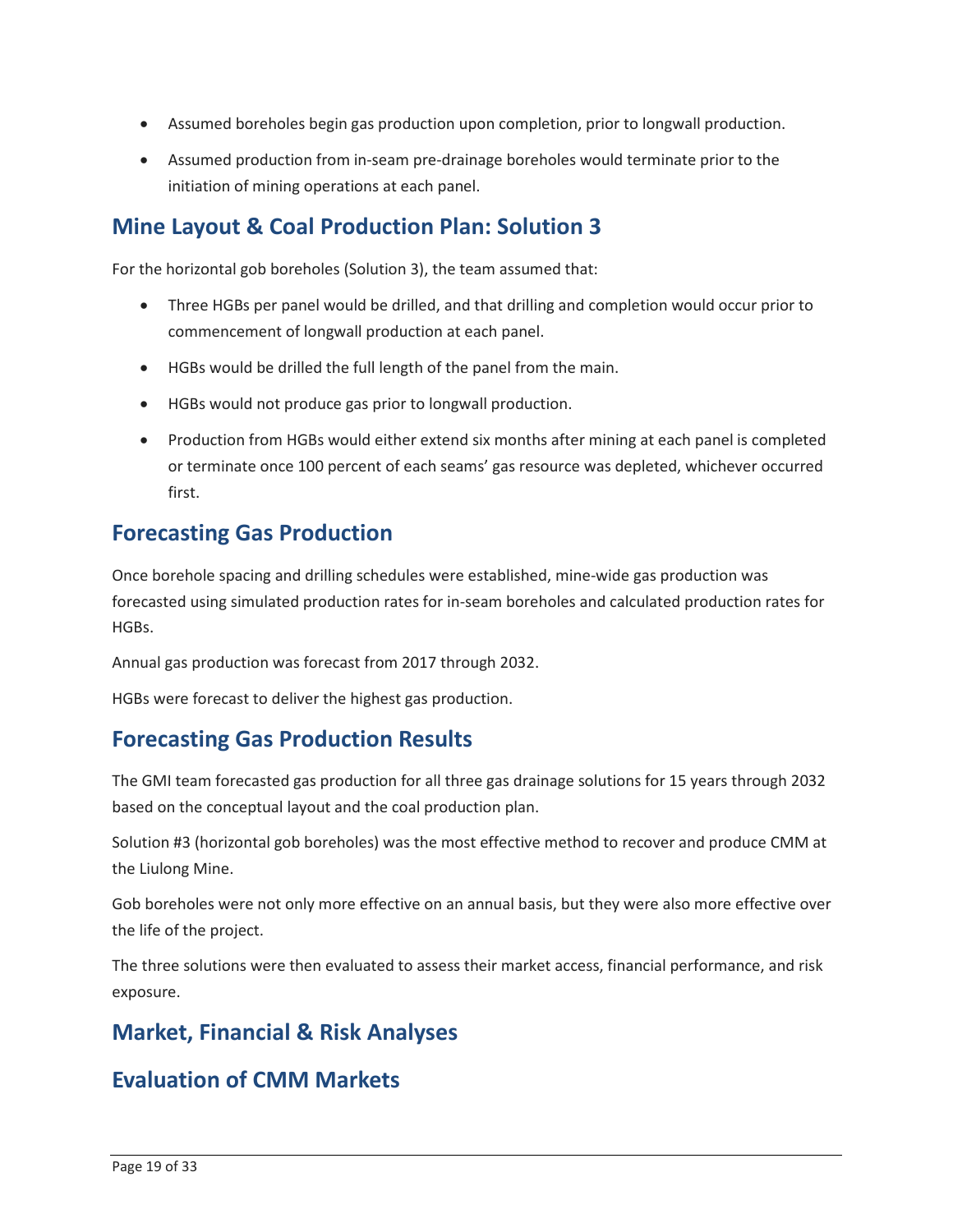- Assumed boreholes begin gas production upon completion, prior to longwall production.
- Assumed production from in-seam pre-drainage boreholes would terminate prior to the initiation of mining operations at each panel.

## Mine Layout & Coal Production Plan: Solution 3

For the horizontal gob boreholes (Solution 3), the team assumed that:

- Three HGBs per panel would be drilled, and that drilling and completion would occur prior to commencement of longwall production at each panel.
- HGBs would be drilled the full length of the panel from the main.
- HGBs would not produce gas prior to longwall production.
- Production from HGBs would either extend six months after mining at each panel is completed or terminate once 100 percent of each seams' gas resource was depleted, whichever occurred first.

## Forecasting Gas Production

Once borehole spacing and drilling schedules were established, mine-wide gas production was forecasted using simulated production rates for in-seam boreholes and calculated production rates for HGBs.

Annual gas production was forecast from 2017 through 2032.

HGBs were forecast to deliver the highest gas production.

## Forecasting Gas Production Results

The GMI team forecasted gas production for all three gas drainage solutions for 15 years through 2032 based on the conceptual layout and the coal production plan.

Solution #3 (horizontal gob boreholes) was the most effective method to recover and produce CMM at the Liulong Mine.

Gob boreholes were not only more effective on an annual basis, but they were also more effective over the life of the project.

The three solutions were then evaluated to assess their market access, financial performance, and risk exposure.

## Market, Financial & Risk Analyses

## Evaluation of CMM Markets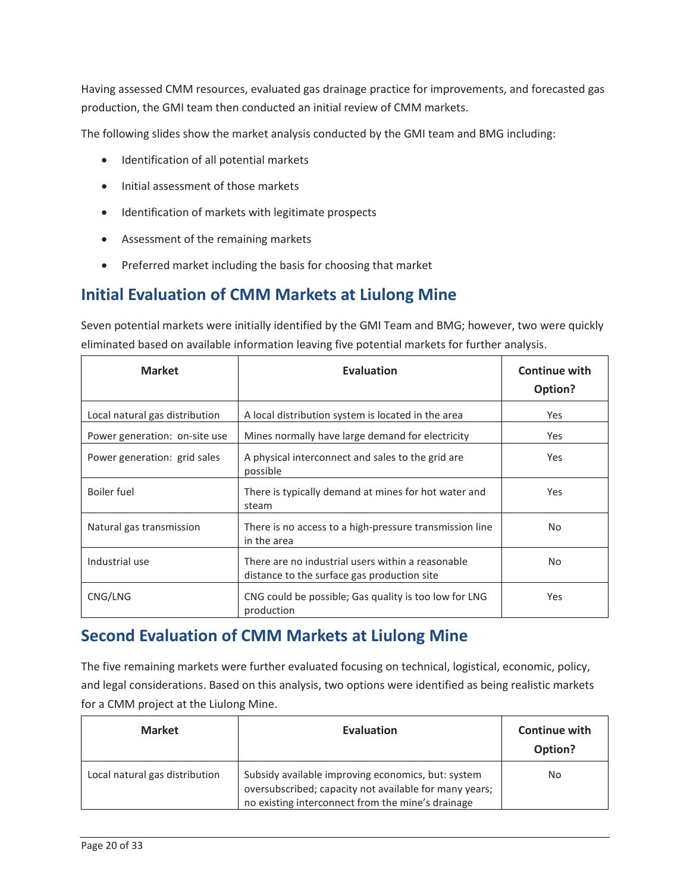Having assessed CMM resources, evaluated gas drainage practice for improvements, and forecasted gas production, the GMI team then conducted an initial review of CMM markets.

The following slides show the market analysis conducted by the GMI team and BMG including:

- Identification of all potential markets
- Initial assessment of those markets
- Identification of markets with legitimate prospects
- Assessment of the remaining markets
- Preferred market including the basis for choosing that market

## Initial Evaluation of CMM Markets at Liulong Mine

Seven potential markets were initially identified by the GMI Team and BMG; however, two were quickly eliminated based on available information leaving five potential markets for further analysis.

| Market | Evaluation | Continue with Option? |
|---|---|---|
| Local natural gas distribution | A local distribution system is located in the area | Yes |
| Power generation: on-site use | Mines normally have large demand for electricity | Yes |
| Power generation: grid sales | A physical interconnect and sales to the grid are possible | Yes |
| Boiler fuel | There is typically demand at mines for hot water and steam | Yes |
| Natural gas transmission | There is no access to a high-pressure transmission line in the area | No |
| Industrial use | There are no industrial users within a reasonable distance to the surface gas production site | No |
| CNG/LNG | CNG could be possible; Gas quality is too low for LNG production | Yes |

## Second Evaluation of CMM Markets at Liulong Mine

The five remaining markets were further evaluated focusing on technical, logistical, economic, policy, and legal considerations. Based on this analysis, two options were identified as being realistic markets for a CMM project at the Liulong Mine.

| Market | Evaluation | Continue with Option? |
|---|---|---|
| Local natural gas distribution | Subsidy available improving economics, but: system oversubscribed; capacity not available for many years; no existing interconnect from the mine's drainage | No |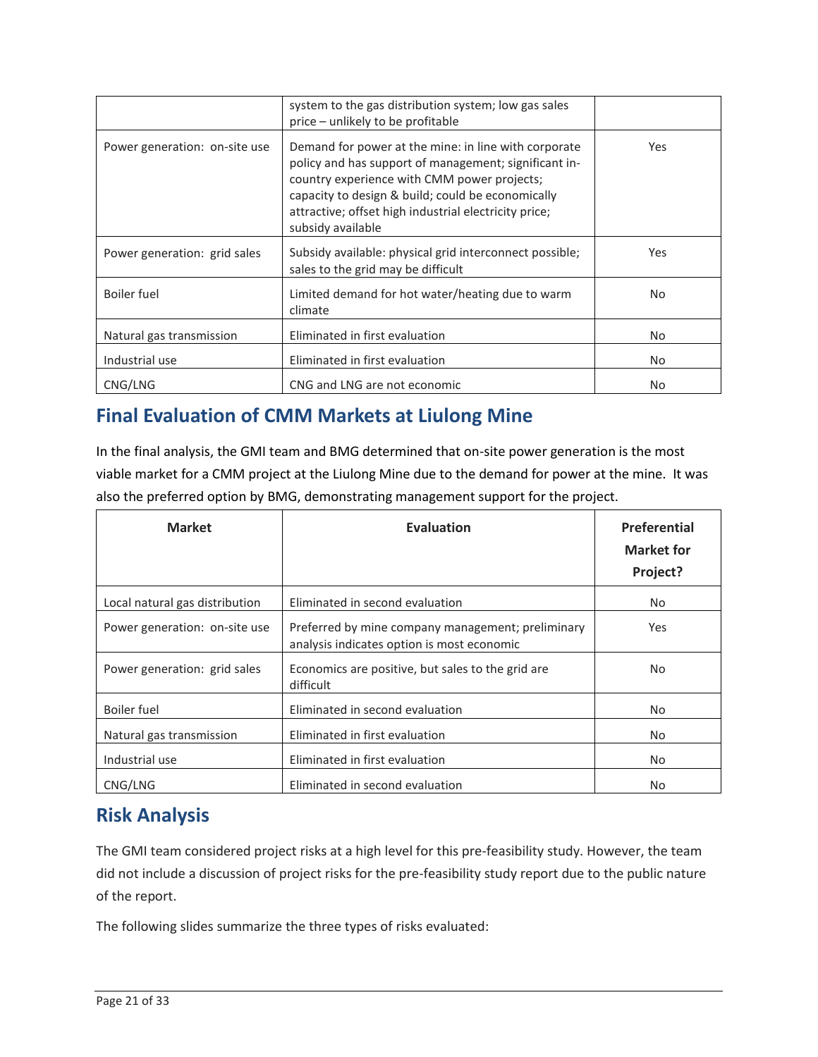|  | system to the gas distribution system; low gas sales price – unlikely to be profitable |  |
|---|---|---|
| Power generation: on-site use | Demand for power at the mine: in line with corporate policy and has support of management; significant in-country experience with CMM power projects; capacity to design & build; could be economically attractive; offset high industrial electricity price; subsidy available | Yes |
| Power generation: grid sales | Subsidy available: physical grid interconnect possible; sales to the grid may be difficult | Yes |
| Boiler fuel | Limited demand for hot water/heating due to warm climate | No |
| Natural gas transmission | Eliminated in first evaluation | No |
| Industrial use | Eliminated in first evaluation | No |
| CNG/LNG | CNG and LNG are not economic | No |

## Final Evaluation of CMM Markets at Liulong Mine

In the final analysis, the GMI team and BMG determined that on-site power generation is the most viable market for a CMM project at the Liulong Mine due to the demand for power at the mine. It was also the preferred option by BMG, demonstrating management support for the project.

| Market | Evaluation | Preferential Market for Project? |
|---|---|---|
| Local natural gas distribution | Eliminated in second evaluation | No |
| Power generation: on-site use | Preferred by mine company management; preliminary analysis indicates option is most economic | Yes |
| Power generation: grid sales | Economics are positive, but sales to the grid are difficult | No |
| Boiler fuel | Eliminated in second evaluation | No |
| Natural gas transmission | Eliminated in first evaluation | No |
| Industrial use | Eliminated in first evaluation | No |
| CNG/LNG | Eliminated in second evaluation | No |

## Risk Analysis

The GMI team considered project risks at a high level for this pre-feasibility study. However, the team did not include a discussion of project risks for the pre-feasibility study report due to the public nature of the report.

The following slides summarize the three types of risks evaluated: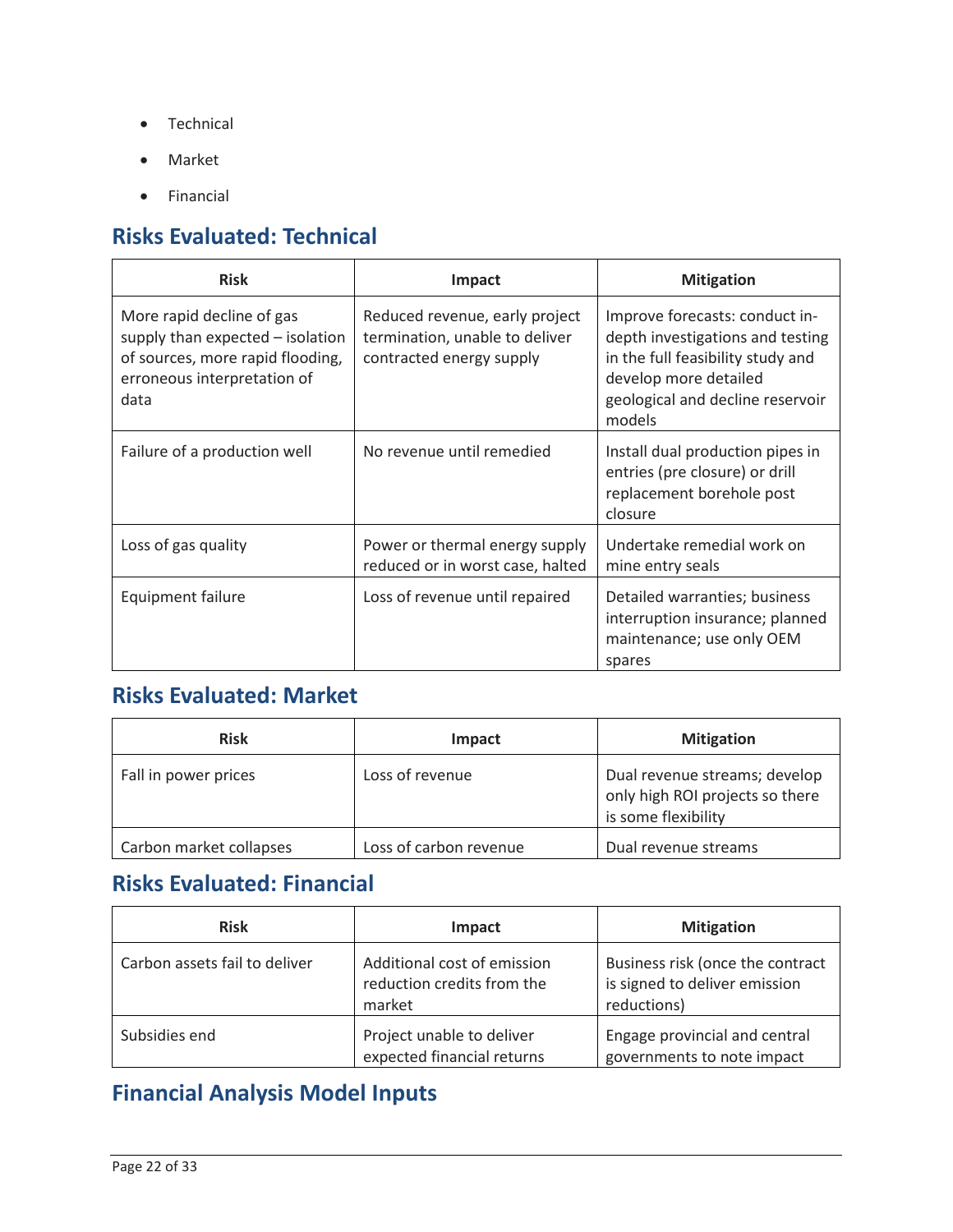- Technical
- Market
- Financial

## Risks Evaluated: Technical

| Risk | Impact | Mitigation |
|---|---|---|
| More rapid decline of gas supply than expected – isolation of sources, more rapid flooding, erroneous interpretation of data | Reduced revenue, early project termination, unable to deliver contracted energy supply | Improve forecasts: conduct in-depth investigations and testing in the full feasibility study and develop more detailed geological and decline reservoir models |
| Failure of a production well | No revenue until remedied | Install dual production pipes in entries (pre closure) or drill replacement borehole post closure |
| Loss of gas quality | Power or thermal energy supply reduced or in worst case, halted | Undertake remedial work on mine entry seals |
| Equipment failure | Loss of revenue until repaired | Detailed warranties; business interruption insurance; planned maintenance; use only OEM spares |

## Risks Evaluated: Market

| Risk | Impact | Mitigation |
|---|---|---|
| Fall in power prices | Loss of revenue | Dual revenue streams; develop only high ROI projects so there is some flexibility |
| Carbon market collapses | Loss of carbon revenue | Dual revenue streams |

## Risks Evaluated: Financial

| Risk | Impact | Mitigation |
|---|---|---|
| Carbon assets fail to deliver | Additional cost of emission reduction credits from the market | Business risk (once the contract is signed to deliver emission reductions) |
| Subsidies end | Project unable to deliver expected financial returns | Engage provincial and central governments to note impact |

## Financial Analysis Model Inputs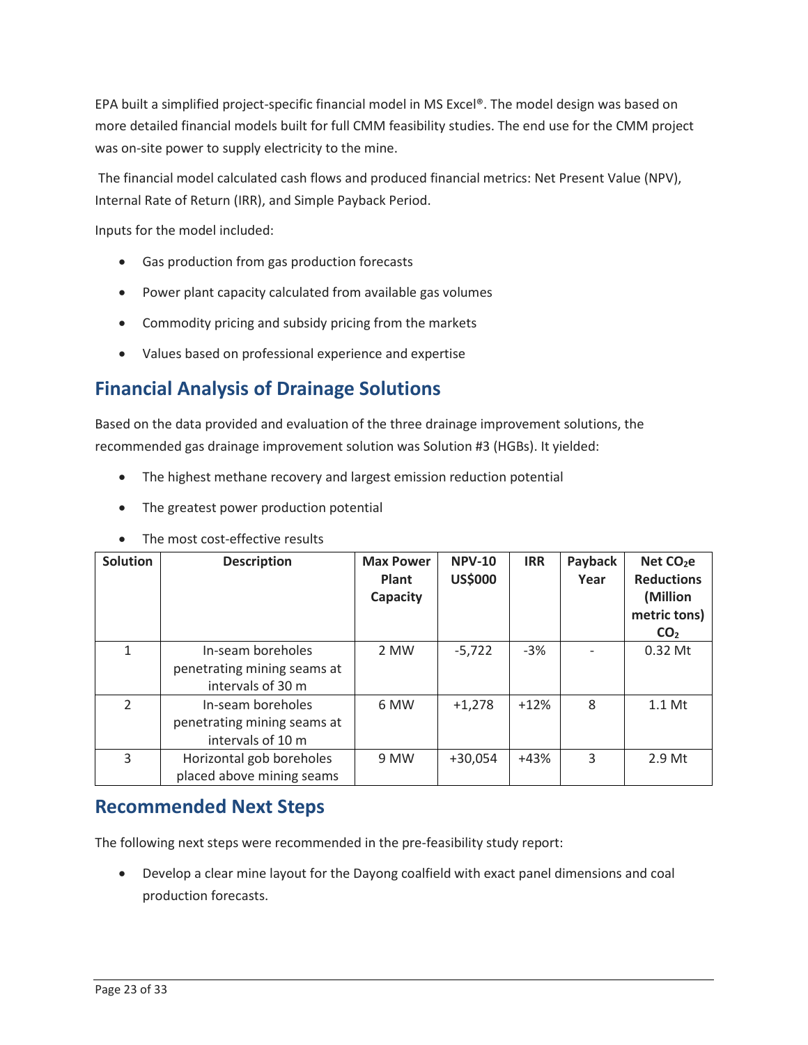EPA built a simplified project-specific financial model in MS Excel®. The model design was based on more detailed financial models built for full CMM feasibility studies. The end use for the CMM project was on-site power to supply electricity to the mine.

The financial model calculated cash flows and produced financial metrics: Net Present Value (NPV), Internal Rate of Return (IRR), and Simple Payback Period.

Inputs for the model included:

- Gas production from gas production forecasts
- Power plant capacity calculated from available gas volumes
- Commodity pricing and subsidy pricing from the markets
- Values based on professional experience and expertise

## Financial Analysis of Drainage Solutions

Based on the data provided and evaluation of the three drainage improvement solutions, the recommended gas drainage improvement solution was Solution #3 (HGBs). It yielded:

- The highest methane recovery and largest emission reduction potential
- The greatest power production potential
- The most cost-effective results

| Solution | Description | Max Power Plant Capacity | NPV-10 US$000 | IRR | Payback Year | Net $CO_2$e Reductions (Million metric tons) $CO_2$ |
|---|---|---|---|---|---|---|
| 1 | In-seam boreholes penetrating mining seams at intervals of 30 m | 2 MW | -5,722 | -3% | - | 0.32 Mt |
| 2 | In-seam boreholes penetrating mining seams at intervals of 10 m | 6 MW | +1,278 | +12% | 8 | 1.1 Mt |
| 3 | Horizontal gob boreholes placed above mining seams | 9 MW | +30,054 | +43% | 3 | 2.9 Mt |

## Recommended Next Steps

The following next steps were recommended in the pre-feasibility study report:

- Develop a clear mine layout for the Dayong coalfield with exact panel dimensions and coal production forecasts.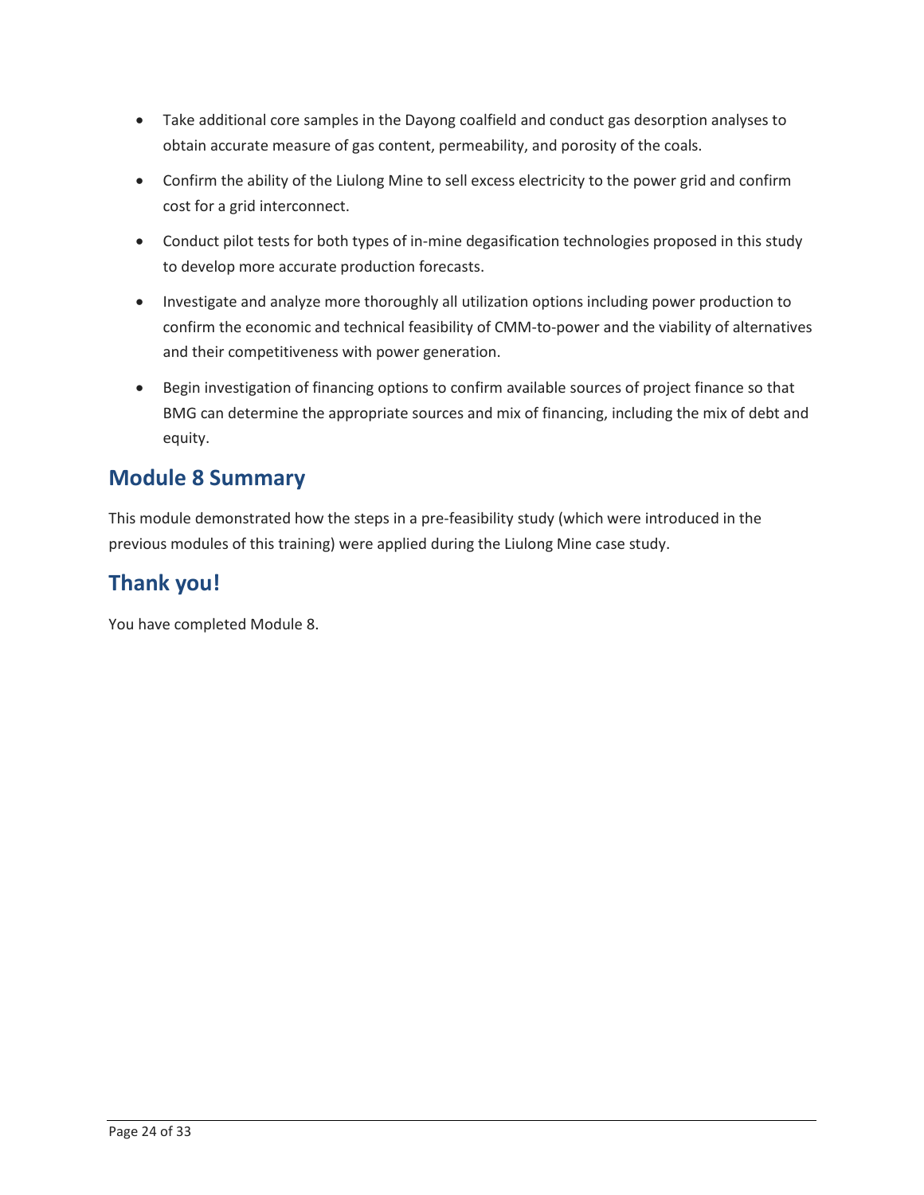- Take additional core samples in the Dayong coalfield and conduct gas desorption analyses to obtain accurate measure of gas content, permeability, and porosity of the coals.
- Confirm the ability of the Liulong Mine to sell excess electricity to the power grid and confirm cost for a grid interconnect.
- Conduct pilot tests for both types of in-mine degasification technologies proposed in this study to develop more accurate production forecasts.
- Investigate and analyze more thoroughly all utilization options including power production to confirm the economic and technical feasibility of CMM-to-power and the viability of alternatives and their competitiveness with power generation.
- Begin investigation of financing options to confirm available sources of project finance so that BMG can determine the appropriate sources and mix of financing, including the mix of debt and equity.

## Module 8 Summary

This module demonstrated how the steps in a pre-feasibility study (which were introduced in the previous modules of this training) were applied during the Liulong Mine case study.

## Thank you!

You have completed Module 8.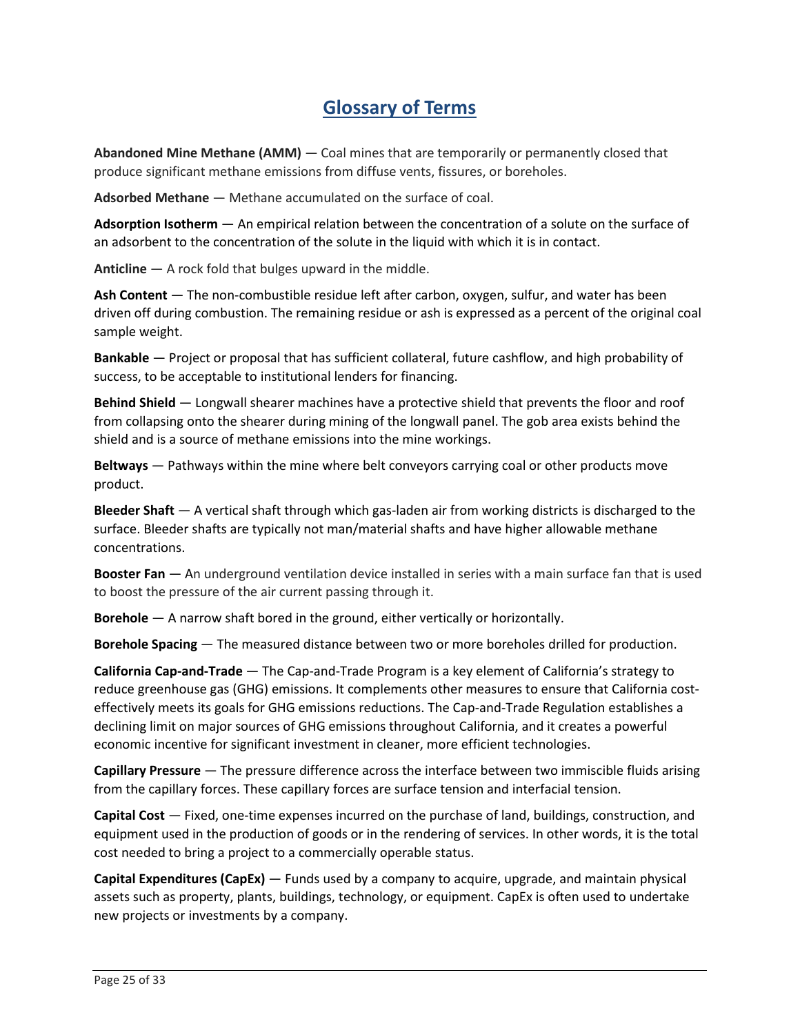# Glossary of Terms

**Abandoned Mine Methane (AMM)** — Coal mines that are temporarily or permanently closed that produce significant methane emissions from diffuse vents, fissures, or boreholes.

**Adsorbed Methane** — Methane accumulated on the surface of coal.

**Adsorption Isotherm** — An empirical relation between the concentration of a solute on the surface of an adsorbent to the concentration of the solute in the liquid with which it is in contact.

**Anticline** — A rock fold that bulges upward in the middle.

**Ash Content** — The non-combustible residue left after carbon, oxygen, sulfur, and water has been driven off during combustion. The remaining residue or ash is expressed as a percent of the original coal sample weight.

**Bankable** — Project or proposal that has sufficient collateral, future cashflow, and high probability of success, to be acceptable to institutional lenders for financing.

**Behind Shield** — Longwall shearer machines have a protective shield that prevents the floor and roof from collapsing onto the shearer during mining of the longwall panel. The gob area exists behind the shield and is a source of methane emissions into the mine workings.

**Beltways** — Pathways within the mine where belt conveyors carrying coal or other products move product.

**Bleeder Shaft** — A vertical shaft through which gas-laden air from working districts is discharged to the surface. Bleeder shafts are typically not man/material shafts and have higher allowable methane concentrations.

**Booster Fan** — An underground ventilation device installed in series with a main surface fan that is used to boost the pressure of the air current passing through it.

**Borehole** — A narrow shaft bored in the ground, either vertically or horizontally.

**Borehole Spacing** — The measured distance between two or more boreholes drilled for production.

**California Cap-and-Trade** — The Cap-and-Trade Program is a key element of California's strategy to reduce greenhouse gas (GHG) emissions. It complements other measures to ensure that California cost-effectively meets its goals for GHG emissions reductions. The Cap-and-Trade Regulation establishes a declining limit on major sources of GHG emissions throughout California, and it creates a powerful economic incentive for significant investment in cleaner, more efficient technologies.

**Capillary Pressure** — The pressure difference across the interface between two immiscible fluids arising from the capillary forces. These capillary forces are surface tension and interfacial tension.

**Capital Cost** — Fixed, one-time expenses incurred on the purchase of land, buildings, construction, and equipment used in the production of goods or in the rendering of services. In other words, it is the total cost needed to bring a project to a commercially operable status.

**Capital Expenditures (CapEx)** — Funds used by a company to acquire, upgrade, and maintain physical assets such as property, plants, buildings, technology, or equipment. CapEx is often used to undertake new projects or investments by a company.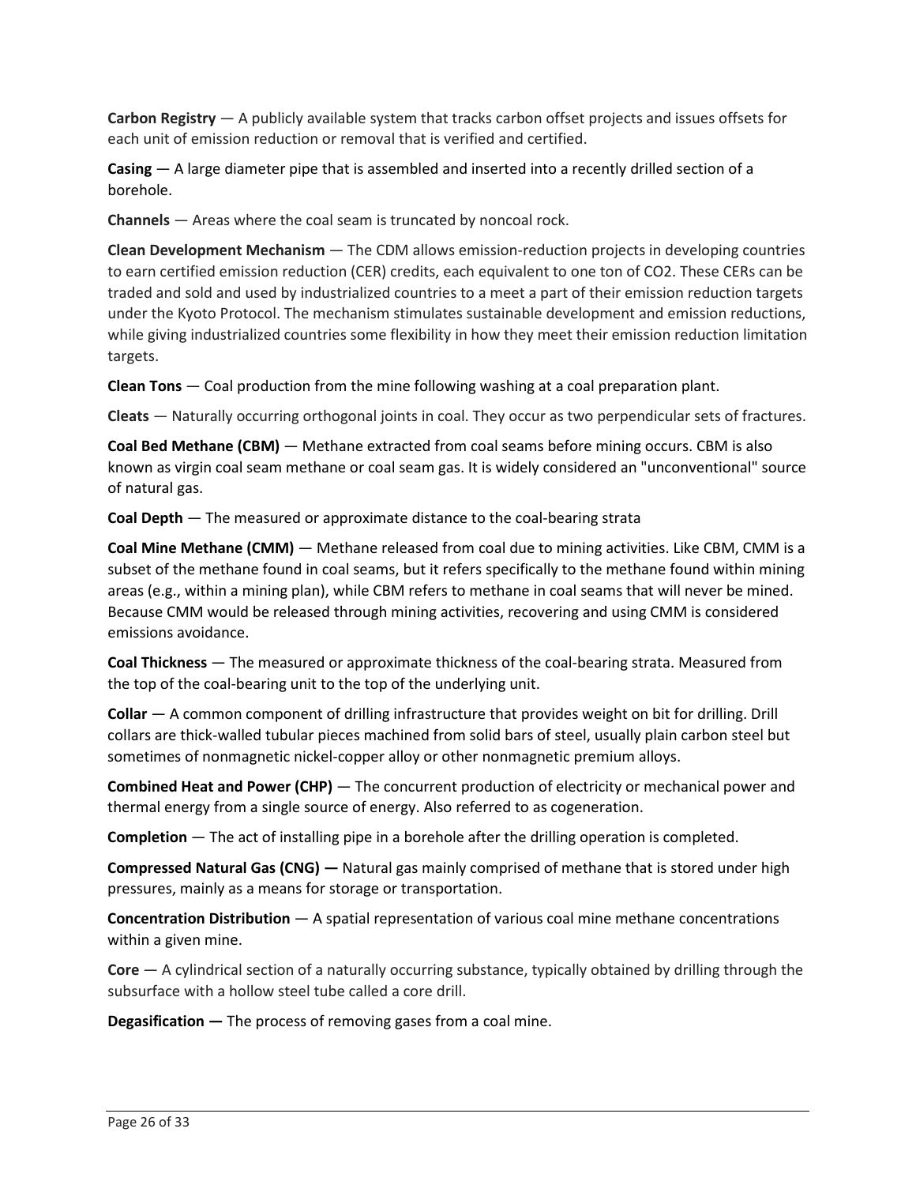**Carbon Registry** — A publicly available system that tracks carbon offset projects and issues offsets for each unit of emission reduction or removal that is verified and certified.

**Casing** — A large diameter pipe that is assembled and inserted into a recently drilled section of a borehole.

**Channels** — Areas where the coal seam is truncated by noncoal rock.

**Clean Development Mechanism** — The CDM allows emission-reduction projects in developing countries to earn certified emission reduction (CER) credits, each equivalent to one ton of CO2. These CERs can be traded and sold and used by industrialized countries to a meet a part of their emission reduction targets under the Kyoto Protocol. The mechanism stimulates sustainable development and emission reductions, while giving industrialized countries some flexibility in how they meet their emission reduction limitation targets.

**Clean Tons** — Coal production from the mine following washing at a coal preparation plant.

**Cleats** — Naturally occurring orthogonal joints in coal. They occur as two perpendicular sets of fractures.

**Coal Bed Methane (CBM)** — Methane extracted from coal seams before mining occurs. CBM is also known as virgin coal seam methane or coal seam gas. It is widely considered an "unconventional" source of natural gas.

**Coal Depth** — The measured or approximate distance to the coal-bearing strata

**Coal Mine Methane (CMM)** — Methane released from coal due to mining activities. Like CBM, CMM is a subset of the methane found in coal seams, but it refers specifically to the methane found within mining areas (e.g., within a mining plan), while CBM refers to methane in coal seams that will never be mined. Because CMM would be released through mining activities, recovering and using CMM is considered emissions avoidance.

**Coal Thickness** — The measured or approximate thickness of the coal-bearing strata. Measured from the top of the coal-bearing unit to the top of the underlying unit.

**Collar** — A common component of drilling infrastructure that provides weight on bit for drilling. Drill collars are thick-walled tubular pieces machined from solid bars of steel, usually plain carbon steel but sometimes of nonmagnetic nickel-copper alloy or other nonmagnetic premium alloys.

**Combined Heat and Power (CHP)** — The concurrent production of electricity or mechanical power and thermal energy from a single source of energy. Also referred to as cogeneration.

**Completion** — The act of installing pipe in a borehole after the drilling operation is completed.

**Compressed Natural Gas (CNG) —** Natural gas mainly comprised of methane that is stored under high pressures, mainly as a means for storage or transportation.

**Concentration Distribution** — A spatial representation of various coal mine methane concentrations within a given mine.

**Core** — A cylindrical section of a naturally occurring substance, typically obtained by drilling through the subsurface with a hollow steel tube called a core drill.

**Degasification —** The process of removing gases from a coal mine.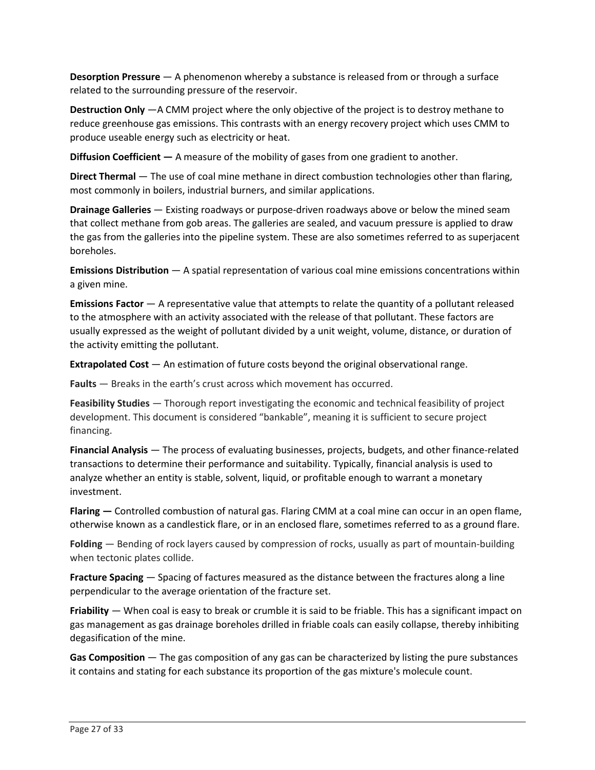**Desorption Pressure** — A phenomenon whereby a substance is released from or through a surface related to the surrounding pressure of the reservoir.

**Destruction Only** —A CMM project where the only objective of the project is to destroy methane to reduce greenhouse gas emissions. This contrasts with an energy recovery project which uses CMM to produce useable energy such as electricity or heat.

**Diffusion Coefficient —** A measure of the mobility of gases from one gradient to another.

**Direct Thermal** — The use of coal mine methane in direct combustion technologies other than flaring, most commonly in boilers, industrial burners, and similar applications.

**Drainage Galleries** — Existing roadways or purpose-driven roadways above or below the mined seam that collect methane from gob areas. The galleries are sealed, and vacuum pressure is applied to draw the gas from the galleries into the pipeline system. These are also sometimes referred to as superjacent boreholes.

**Emissions Distribution** — A spatial representation of various coal mine emissions concentrations within a given mine.

**Emissions Factor** — A representative value that attempts to relate the quantity of a pollutant released to the atmosphere with an activity associated with the release of that pollutant. These factors are usually expressed as the weight of pollutant divided by a unit weight, volume, distance, or duration of the activity emitting the pollutant.

**Extrapolated Cost** — An estimation of future costs beyond the original observational range.

**Faults** — Breaks in the earth's crust across which movement has occurred.

**Feasibility Studies** — Thorough report investigating the economic and technical feasibility of project development. This document is considered "bankable", meaning it is sufficient to secure project financing.

**Financial Analysis** — The process of evaluating businesses, projects, budgets, and other finance-related transactions to determine their performance and suitability. Typically, financial analysis is used to analyze whether an entity is stable, solvent, liquid, or profitable enough to warrant a monetary investment.

**Flaring —** Controlled combustion of natural gas. Flaring CMM at a coal mine can occur in an open flame, otherwise known as a candlestick flare, or in an enclosed flare, sometimes referred to as a ground flare.

**Folding** — Bending of rock layers caused by compression of rocks, usually as part of mountain-building when tectonic plates collide.

**Fracture Spacing** — Spacing of factures measured as the distance between the fractures along a line perpendicular to the average orientation of the fracture set.

**Friability** — When coal is easy to break or crumble it is said to be friable. This has a significant impact on gas management as gas drainage boreholes drilled in friable coals can easily collapse, thereby inhibiting degasification of the mine.

**Gas Composition** — The gas composition of any gas can be characterized by listing the pure substances it contains and stating for each substance its proportion of the gas mixture's molecule count.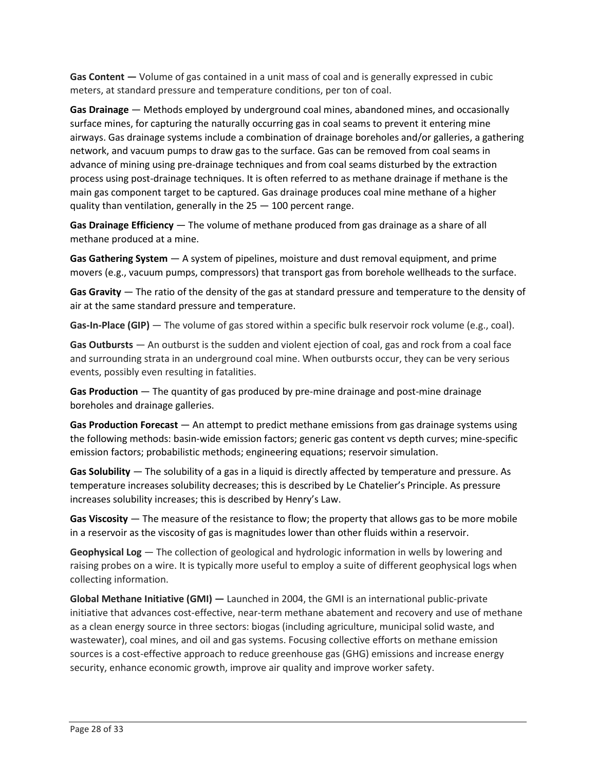**Gas Content —** Volume of gas contained in a unit mass of coal and is generally expressed in cubic meters, at standard pressure and temperature conditions, per ton of coal.

**Gas Drainage** — Methods employed by underground coal mines, abandoned mines, and occasionally surface mines, for capturing the naturally occurring gas in coal seams to prevent it entering mine airways. Gas drainage systems include a combination of drainage boreholes and/or galleries, a gathering network, and vacuum pumps to draw gas to the surface. Gas can be removed from coal seams in advance of mining using pre-drainage techniques and from coal seams disturbed by the extraction process using post-drainage techniques. It is often referred to as methane drainage if methane is the main gas component target to be captured. Gas drainage produces coal mine methane of a higher quality than ventilation, generally in the 25 — 100 percent range.

**Gas Drainage Efficiency** — The volume of methane produced from gas drainage as a share of all methane produced at a mine.

**Gas Gathering System** — A system of pipelines, moisture and dust removal equipment, and prime movers (e.g., vacuum pumps, compressors) that transport gas from borehole wellheads to the surface.

**Gas Gravity** — The ratio of the density of the gas at standard pressure and temperature to the density of air at the same standard pressure and temperature.

**Gas-In-Place (GIP)** — The volume of gas stored within a specific bulk reservoir rock volume (e.g., coal).

**Gas Outbursts** — An outburst is the sudden and violent ejection of coal, gas and rock from a coal face and surrounding strata in an underground coal mine. When outbursts occur, they can be very serious events, possibly even resulting in fatalities.

**Gas Production** — The quantity of gas produced by pre-mine drainage and post-mine drainage boreholes and drainage galleries.

**Gas Production Forecast** — An attempt to predict methane emissions from gas drainage systems using the following methods: basin-wide emission factors; generic gas content vs depth curves; mine-specific emission factors; probabilistic methods; engineering equations; reservoir simulation.

**Gas Solubility** — The solubility of a gas in a liquid is directly affected by temperature and pressure. As temperature increases solubility decreases; this is described by Le Chatelier's Principle. As pressure increases solubility increases; this is described by Henry's Law.

**Gas Viscosity** — The measure of the resistance to flow; the property that allows gas to be more mobile in a reservoir as the viscosity of gas is magnitudes lower than other fluids within a reservoir.

**Geophysical Log** — The collection of geological and hydrologic information in wells by lowering and raising probes on a wire. It is typically more useful to employ a suite of different geophysical logs when collecting information.

**Global Methane Initiative (GMI) —** Launched in 2004, the GMI is an international public-private initiative that advances cost-effective, near-term methane abatement and recovery and use of methane as a clean energy source in three sectors: biogas (including agriculture, municipal solid waste, and wastewater), coal mines, and oil and gas systems. Focusing collective efforts on methane emission sources is a cost-effective approach to reduce greenhouse gas (GHG) emissions and increase energy security, enhance economic growth, improve air quality and improve worker safety.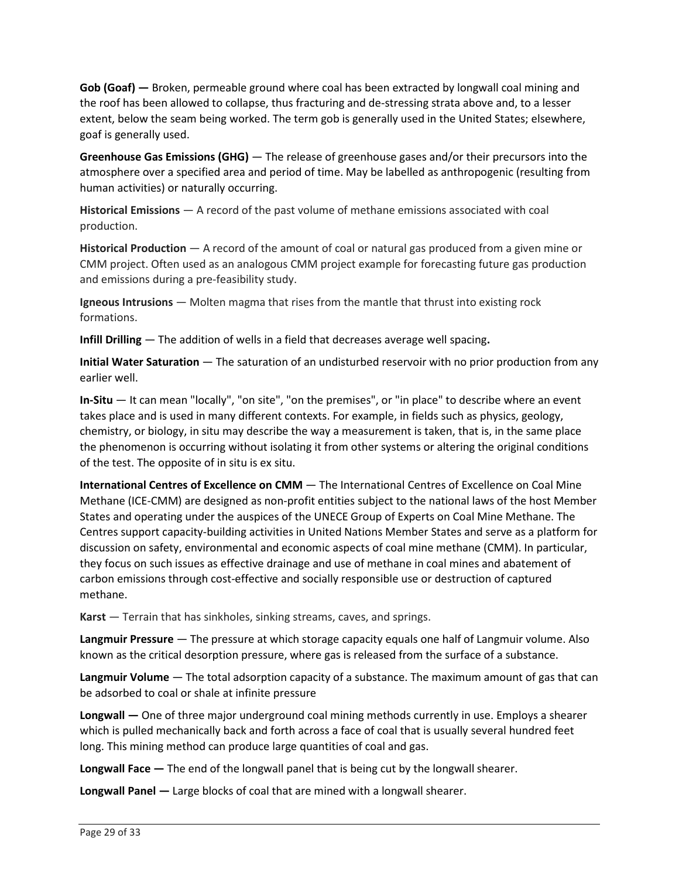**Gob (Goaf) —** Broken, permeable ground where coal has been extracted by longwall coal mining and the roof has been allowed to collapse, thus fracturing and de-stressing strata above and, to a lesser extent, below the seam being worked. The term gob is generally used in the United States; elsewhere, goaf is generally used.

**Greenhouse Gas Emissions (GHG)** — The release of greenhouse gases and/or their precursors into the atmosphere over a specified area and period of time. May be labelled as anthropogenic (resulting from human activities) or naturally occurring.

**Historical Emissions** — A record of the past volume of methane emissions associated with coal production.

**Historical Production** — A record of the amount of coal or natural gas produced from a given mine or CMM project. Often used as an analogous CMM project example for forecasting future gas production and emissions during a pre-feasibility study.

**Igneous Intrusions** — Molten magma that rises from the mantle that thrust into existing rock formations.

**Infill Drilling** — The addition of wells in a field that decreases average well spacing**.**

**Initial Water Saturation** — The saturation of an undisturbed reservoir with no prior production from any earlier well.

**In-Situ** — It can mean "locally", "on site", "on the premises", or "in place" to describe where an event takes place and is used in many different contexts. For example, in fields such as physics, geology, chemistry, or biology, in situ may describe the way a measurement is taken, that is, in the same place the phenomenon is occurring without isolating it from other systems or altering the original conditions of the test. The opposite of in situ is ex situ.

**International Centres of Excellence on CMM** — The International Centres of Excellence on Coal Mine Methane (ICE-CMM) are designed as non-profit entities subject to the national laws of the host Member States and operating under the auspices of the UNECE Group of Experts on Coal Mine Methane. The Centres support capacity-building activities in United Nations Member States and serve as a platform for discussion on safety, environmental and economic aspects of coal mine methane (CMM). In particular, they focus on such issues as effective drainage and use of methane in coal mines and abatement of carbon emissions through cost-effective and socially responsible use or destruction of captured methane.

**Karst** — Terrain that has sinkholes, sinking streams, caves, and springs.

**Langmuir Pressure** — The pressure at which storage capacity equals one half of Langmuir volume. Also known as the critical desorption pressure, where gas is released from the surface of a substance.

**Langmuir Volume** — The total adsorption capacity of a substance. The maximum amount of gas that can be adsorbed to coal or shale at infinite pressure

**Longwall —** One of three major underground coal mining methods currently in use. Employs a shearer which is pulled mechanically back and forth across a face of coal that is usually several hundred feet long. This mining method can produce large quantities of coal and gas.

**Longwall Face —** The end of the longwall panel that is being cut by the longwall shearer.

**Longwall Panel —** Large blocks of coal that are mined with a longwall shearer.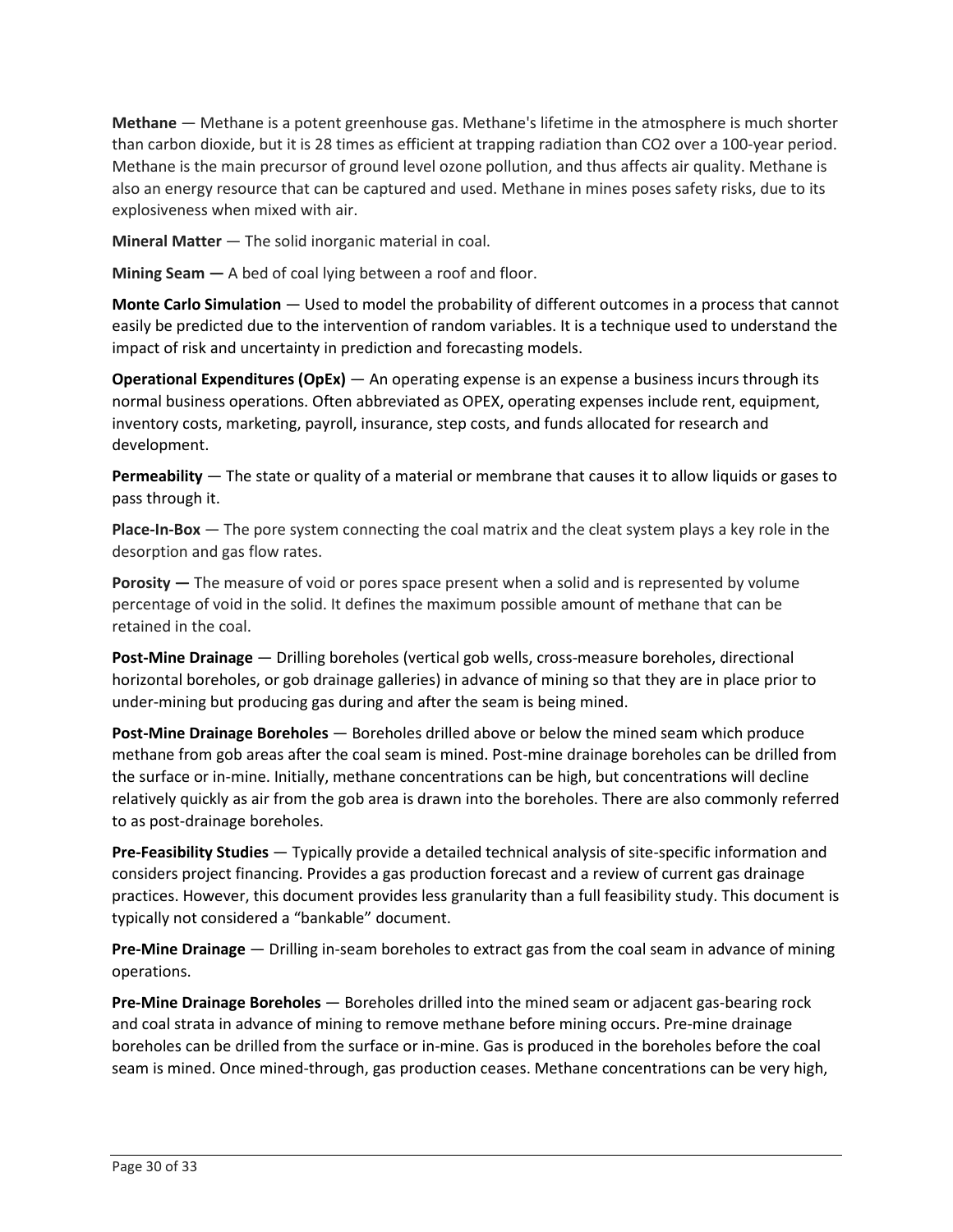**Methane** — Methane is a potent greenhouse gas. Methane's lifetime in the atmosphere is much shorter than carbon dioxide, but it is 28 times as efficient at trapping radiation than $CO_2$ over a 100-year period. Methane is the main precursor of ground level ozone pollution, and thus affects air quality. Methane is also an energy resource that can be captured and used. Methane in mines poses safety risks, due to its explosiveness when mixed with air.

**Mineral Matter** — The solid inorganic material in coal.

**Mining Seam —** A bed of coal lying between a roof and floor.

**Monte Carlo Simulation** — Used to model the probability of different outcomes in a process that cannot easily be predicted due to the intervention of random variables. It is a technique used to understand the impact of risk and uncertainty in prediction and forecasting models.

**Operational Expenditures (OpEx)** — An operating expense is an expense a business incurs through its normal business operations. Often abbreviated as OPEX, operating expenses include rent, equipment, inventory costs, marketing, payroll, insurance, step costs, and funds allocated for research and development.

**Permeability** — The state or quality of a material or membrane that causes it to allow liquids or gases to pass through it.

**Place-In-Box** — The pore system connecting the coal matrix and the cleat system plays a key role in the desorption and gas flow rates.

**Porosity —** The measure of void or pores space present when a solid and is represented by volume percentage of void in the solid. It defines the maximum possible amount of methane that can be retained in the coal.

**Post-Mine Drainage** — Drilling boreholes (vertical gob wells, cross-measure boreholes, directional horizontal boreholes, or gob drainage galleries) in advance of mining so that they are in place prior to under-mining but producing gas during and after the seam is being mined.

**Post-Mine Drainage Boreholes** — Boreholes drilled above or below the mined seam which produce methane from gob areas after the coal seam is mined. Post-mine drainage boreholes can be drilled from the surface or in-mine. Initially, methane concentrations can be high, but concentrations will decline relatively quickly as air from the gob area is drawn into the boreholes. There are also commonly referred to as post-drainage boreholes.

**Pre-Feasibility Studies** — Typically provide a detailed technical analysis of site-specific information and considers project financing. Provides a gas production forecast and a review of current gas drainage practices. However, this document provides less granularity than a full feasibility study. This document is typically not considered a "bankable" document.

**Pre-Mine Drainage** — Drilling in-seam boreholes to extract gas from the coal seam in advance of mining operations.

**Pre-Mine Drainage Boreholes** — Boreholes drilled into the mined seam or adjacent gas-bearing rock and coal strata in advance of mining to remove methane before mining occurs. Pre-mine drainage boreholes can be drilled from the surface or in-mine. Gas is produced in the boreholes before the coal seam is mined. Once mined-through, gas production ceases. Methane concentrations can be very high,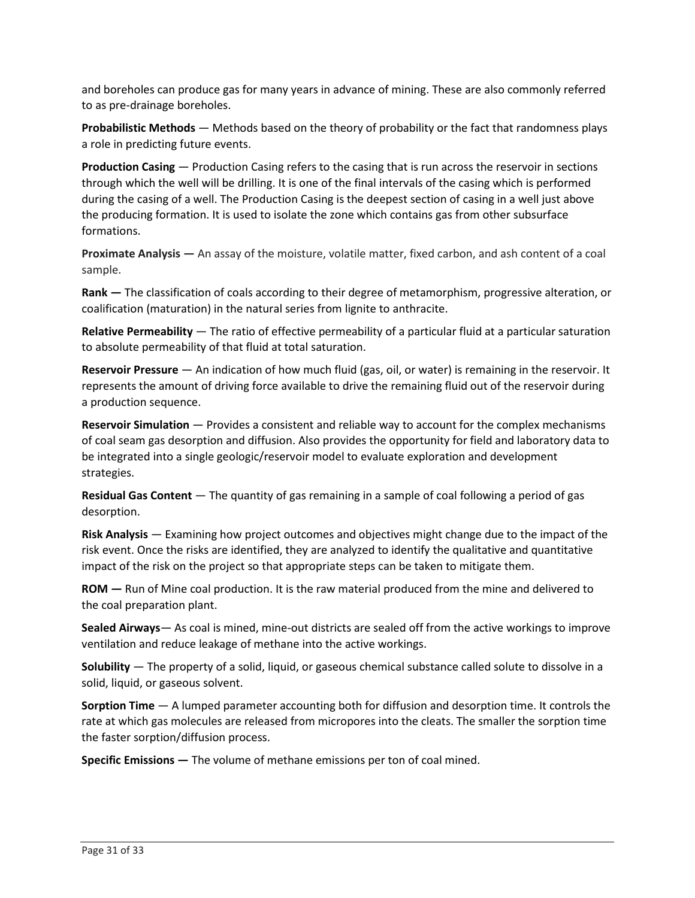and boreholes can produce gas for many years in advance of mining. These are also commonly referred to as pre-drainage boreholes.

**Probabilistic Methods** — Methods based on the theory of probability or the fact that randomness plays a role in predicting future events.

**Production Casing** — Production Casing refers to the casing that is run across the reservoir in sections through which the well will be drilling. It is one of the final intervals of the casing which is performed during the casing of a well. The Production Casing is the deepest section of casing in a well just above the producing formation. It is used to isolate the zone which contains gas from other subsurface formations.

**Proximate Analysis —** An assay of the moisture, volatile matter, fixed carbon, and ash content of a coal sample.

**Rank —** The classification of coals according to their degree of metamorphism, progressive alteration, or coalification (maturation) in the natural series from lignite to anthracite.

**Relative Permeability** — The ratio of effective permeability of a particular fluid at a particular saturation to absolute permeability of that fluid at total saturation.

**Reservoir Pressure** — An indication of how much fluid (gas, oil, or water) is remaining in the reservoir. It represents the amount of driving force available to drive the remaining fluid out of the reservoir during a production sequence.

**Reservoir Simulation** — Provides a consistent and reliable way to account for the complex mechanisms of coal seam gas desorption and diffusion. Also provides the opportunity for field and laboratory data to be integrated into a single geologic/reservoir model to evaluate exploration and development strategies.

**Residual Gas Content** — The quantity of gas remaining in a sample of coal following a period of gas desorption.

**Risk Analysis** — Examining how project outcomes and objectives might change due to the impact of the risk event. Once the risks are identified, they are analyzed to identify the qualitative and quantitative impact of the risk on the project so that appropriate steps can be taken to mitigate them.

**ROM —** Run of Mine coal production. It is the raw material produced from the mine and delivered to the coal preparation plant.

**Sealed Airways**— As coal is mined, mine-out districts are sealed off from the active workings to improve ventilation and reduce leakage of methane into the active workings.

**Solubility** — The property of a solid, liquid, or gaseous chemical substance called solute to dissolve in a solid, liquid, or gaseous solvent.

**Sorption Time** — A lumped parameter accounting both for diffusion and desorption time. It controls the rate at which gas molecules are released from micropores into the cleats. The smaller the sorption time the faster sorption/diffusion process.

**Specific Emissions —** The volume of methane emissions per ton of coal mined.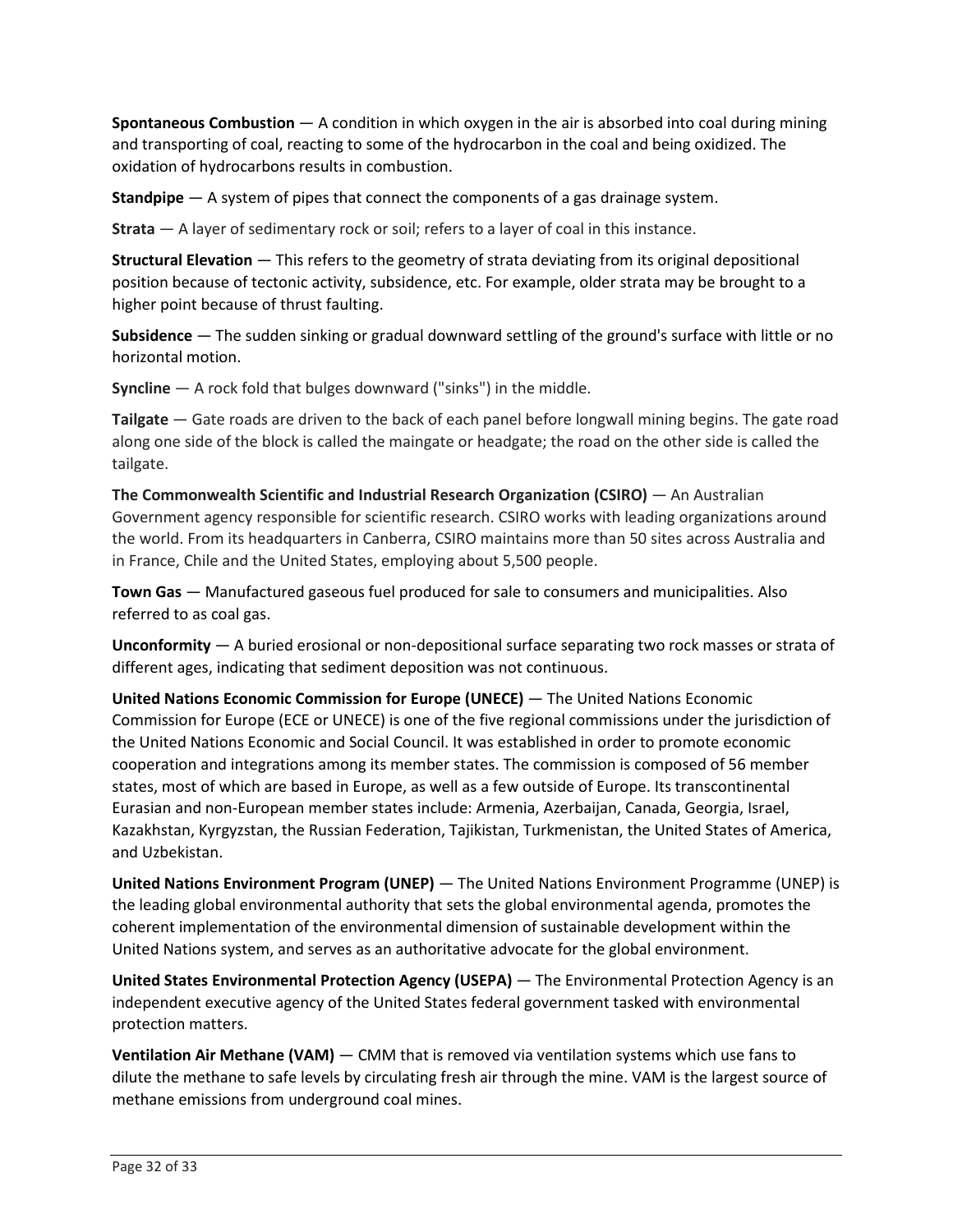**Spontaneous Combustion** — A condition in which oxygen in the air is absorbed into coal during mining and transporting of coal, reacting to some of the hydrocarbon in the coal and being oxidized. The oxidation of hydrocarbons results in combustion.

**Standpipe** — A system of pipes that connect the components of a gas drainage system.

**Strata** — A layer of sedimentary rock or soil; refers to a layer of coal in this instance.

**Structural Elevation** — This refers to the geometry of strata deviating from its original depositional position because of tectonic activity, subsidence, etc. For example, older strata may be brought to a higher point because of thrust faulting.

**Subsidence** — The sudden sinking or gradual downward settling of the ground's surface with little or no horizontal motion.

**Syncline** — A rock fold that bulges downward ("sinks") in the middle.

**Tailgate** — Gate roads are driven to the back of each panel before longwall mining begins. The gate road along one side of the block is called the maingate or headgate; the road on the other side is called the tailgate.

**The Commonwealth Scientific and Industrial Research Organization (CSIRO)** — An Australian Government agency responsible for scientific research. CSIRO works with leading organizations around the world. From its headquarters in Canberra, CSIRO maintains more than 50 sites across Australia and in France, Chile and the United States, employing about 5,500 people.

**Town Gas** — Manufactured gaseous fuel produced for sale to consumers and municipalities. Also referred to as coal gas.

**Unconformity** — A buried erosional or non-depositional surface separating two rock masses or strata of different ages, indicating that sediment deposition was not continuous.

**United Nations Economic Commission for Europe (UNECE)** — The United Nations Economic Commission for Europe (ECE or UNECE) is one of the five regional commissions under the jurisdiction of the United Nations Economic and Social Council. It was established in order to promote economic cooperation and integrations among its member states. The commission is composed of 56 member states, most of which are based in Europe, as well as a few outside of Europe. Its transcontinental Eurasian and non-European member states include: Armenia, Azerbaijan, Canada, Georgia, Israel, Kazakhstan, Kyrgyzstan, the Russian Federation, Tajikistan, Turkmenistan, the United States of America, and Uzbekistan.

**United Nations Environment Program (UNEP)** — The United Nations Environment Programme (UNEP) is the leading global environmental authority that sets the global environmental agenda, promotes the coherent implementation of the environmental dimension of sustainable development within the United Nations system, and serves as an authoritative advocate for the global environment.

**United States Environmental Protection Agency (USEPA)** — The Environmental Protection Agency is an independent executive agency of the United States federal government tasked with environmental protection matters.

**Ventilation Air Methane (VAM)** — CMM that is removed via ventilation systems which use fans to dilute the methane to safe levels by circulating fresh air through the mine. VAM is the largest source of methane emissions from underground coal mines.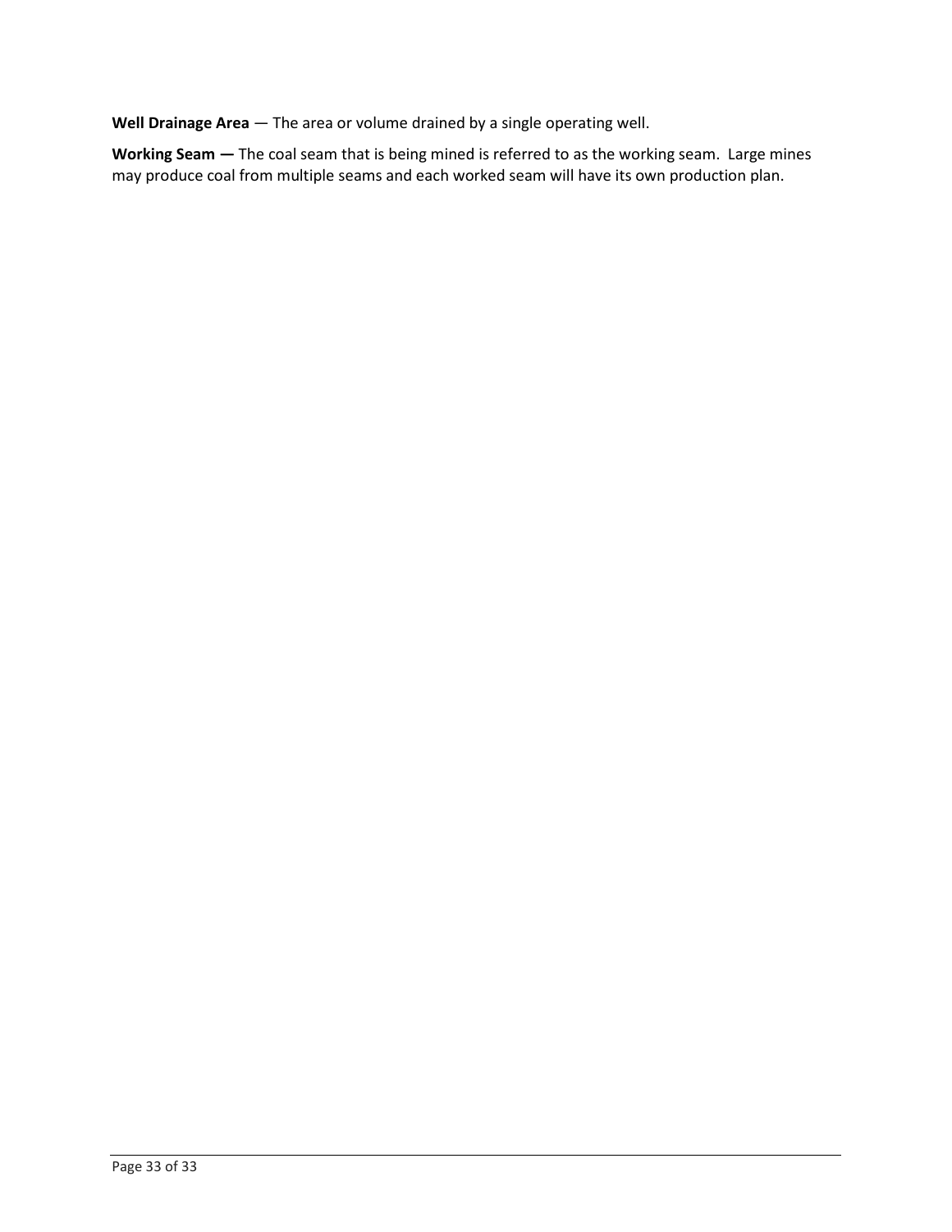**Well Drainage Area** — The area or volume drained by a single operating well.

**Working Seam —** The coal seam that is being mined is referred to as the working seam. Large mines may produce coal from multiple seams and each worked seam will have its own production plan.